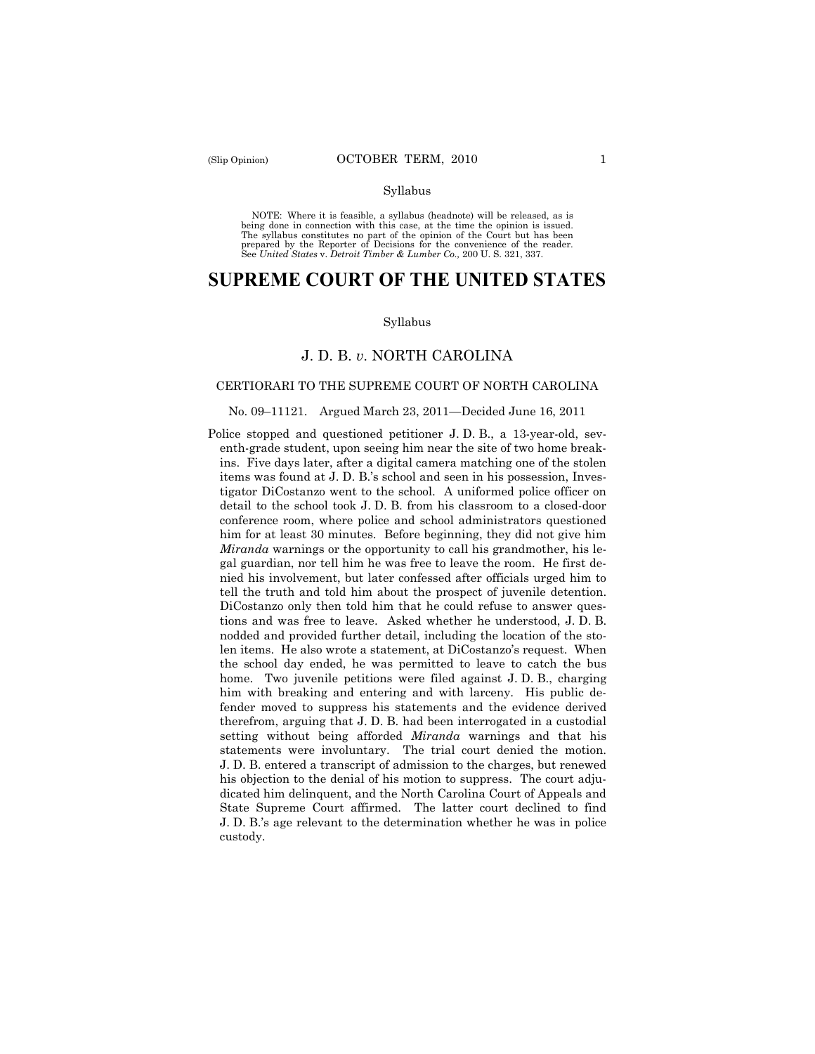Syllabus

NOTE: Where it is feasible, a syllabus (headnote) will be released, as is being done in connection with this case, at the time the opinion is issued. The syllabus constitutes no part of the opinion of the Court but has been prepared by the Reporter of Decisions for the convenience of the reader. See *United States* v. *Detroit Timber & Lumber Co.,* 200 U. S. 321, 337.

# SUPREME COURT OF THE UNITED STATES

Syllabus

## J. D. B. *v*. NORTH CAROLINA

CERTIORARI TO THE SUPREME COURT OF NORTH CAROLINA

No. 09–11121. Argued March 23, 2011—Decided June 16, 2011

Police stopped and questioned petitioner J. D. B., a 13-year-old, seventh-grade student, upon seeing him near the site of two home break-ins. Five days later, after a digital camera matching one of the stolen items was found at J. D. B.'s school and seen in his possession, Investigator DiCostanzo went to the school. A uniformed police officer on detail to the school took J. D. B. from his classroom to a closed-door conference room, where police and school administrators questioned him for at least 30 minutes. Before beginning, they did not give him *Miranda* warnings or the opportunity to call his grandmother, his legal guardian, nor tell him he was free to leave the room. He first denied his involvement, but later confessed after officials urged him to tell the truth and told him about the prospect of juvenile detention. DiCostanzo only then told him that he could refuse to answer questions and was free to leave. Asked whether he understood, J. D. B. nodded and provided further detail, including the location of the stolen items. He also wrote a statement, at DiCostanzo's request. When the school day ended, he was permitted to leave to catch the bus home. Two juvenile petitions were filed against J. D. B., charging him with breaking and entering and with larceny. His public defender moved to suppress his statements and the evidence derived therefrom, arguing that J. D. B. had been interrogated in a custodial setting without being afforded *Miranda* warnings and that his statements were involuntary. The trial court denied the motion. J. D. B. entered a transcript of admission to the charges, but renewed his objection to the denial of his motion to suppress. The court adjudicated him delinquent, and the North Carolina Court of Appeals and State Supreme Court affirmed. The latter court declined to find J. D. B.'s age relevant to the determination whether he was in police custody.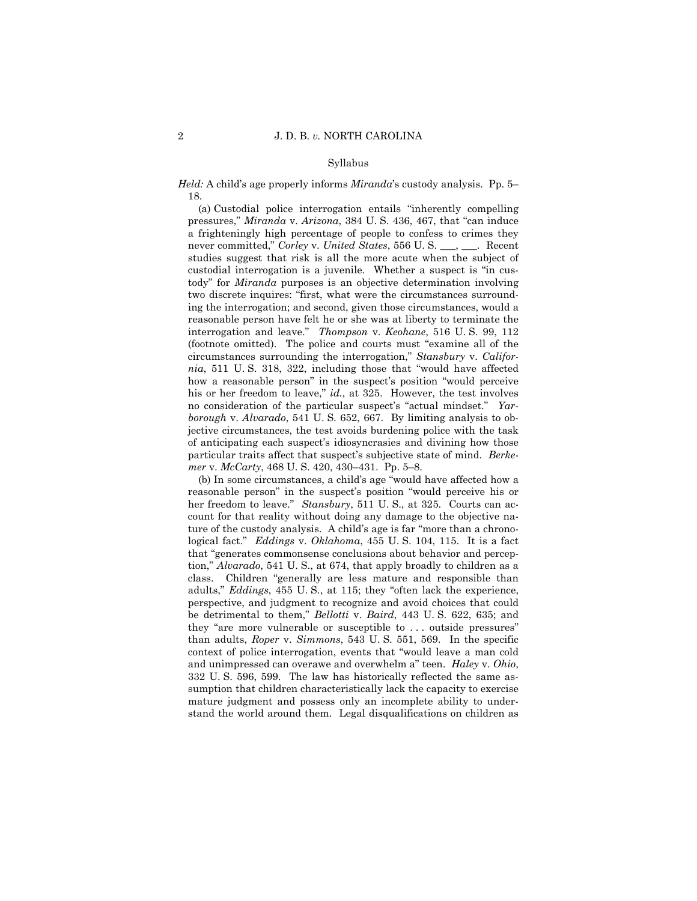Syllabus

*Held:* A child's age properly informs *Miranda*'s custody analysis. Pp. 5–18.

(a) Custodial police interrogation entails "inherently compelling pressures," *Miranda* v. *Arizona*, 384 U. S. 436, 467, that "can induce a frighteningly high percentage of people to confess to crimes they never committed," *Corley* v. *United States*, 556 U. S. ___, ___. Recent studies suggest that risk is all the more acute when the subject of custodial interrogation is a juvenile. Whether a suspect is "in custody" for *Miranda* purposes is an objective determination involving two discrete inquires: "first, what were the circumstances surrounding the interrogation; and second, given those circumstances, would a reasonable person have felt he or she was at liberty to terminate the interrogation and leave." *Thompson* v. *Keohane*, 516 U. S. 99, 112 (footnote omitted). The police and courts must "examine all of the circumstances surrounding the interrogation," *Stansbury* v. *California*, 511 U. S. 318, 322, including those that "would have affected how a reasonable person" in the suspect's position "would perceive his or her freedom to leave," *id.*, at 325. However, the test involves no consideration of the particular suspect's "actual mindset." *Yarborough* v. *Alvarado*, 541 U. S. 652, 667. By limiting analysis to objective circumstances, the test avoids burdening police with the task of anticipating each suspect's idiosyncrasies and divining how those particular traits affect that suspect's subjective state of mind. *Berkemer* v. *McCarty*, 468 U. S. 420, 430–431. Pp. 5–8.

(b) In some circumstances, a child's age "would have affected how a reasonable person" in the suspect's position "would perceive his or her freedom to leave." *Stansbury*, 511 U. S., at 325. Courts can account for that reality without doing any damage to the objective nature of the custody analysis. A child's age is far "more than a chronological fact." *Eddings* v. *Oklahoma*, 455 U. S. 104, 115. It is a fact that "generates commonsense conclusions about behavior and perception," *Alvarado*, 541 U. S., at 674, that apply broadly to children as a class. Children "generally are less mature and responsible than adults," *Eddings*, 455 U. S., at 115; they "often lack the experience, perspective, and judgment to recognize and avoid choices that could be detrimental to them," *Bellotti* v. *Baird*, 443 U. S. 622, 635; and they "are more vulnerable or susceptible to . . . outside pressures" than adults, *Roper* v. *Simmons*, 543 U. S. 551, 569. In the specific context of police interrogation, events that "would leave a man cold and unimpressed can overawe and overwhelm a" teen. *Haley* v. *Ohio*, 332 U. S. 596, 599. The law has historically reflected the same assumption that children characteristically lack the capacity to exercise mature judgment and possess only an incomplete ability to understand the world around them. Legal disqualifications on children as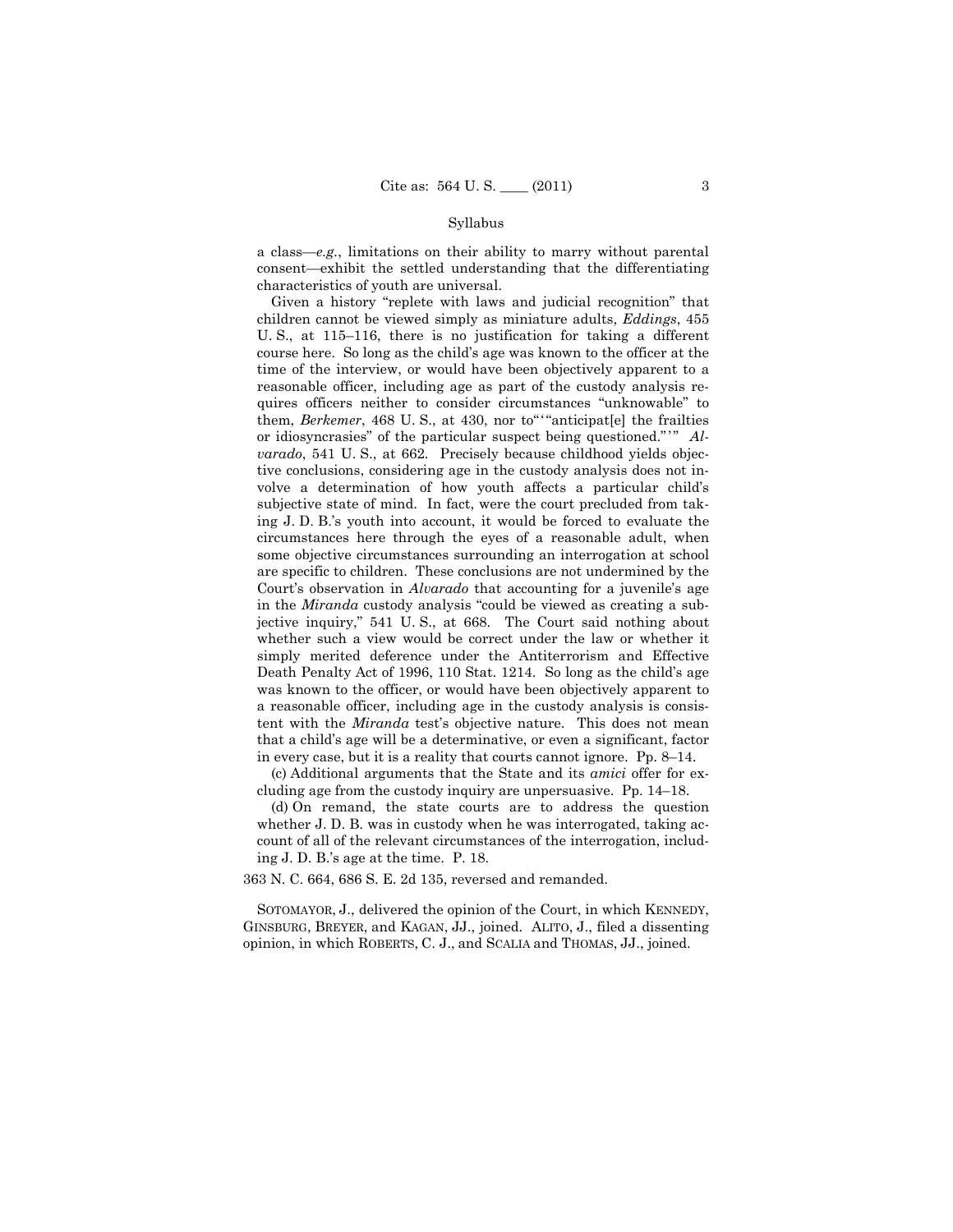a class—*e.g.*, limitations on their ability to marry without parental consent—exhibit the settled understanding that the differentiating characteristics of youth are universal.

Given a history "replete with laws and judicial recognition" that children cannot be viewed simply as miniature adults, *Eddings*, 455 U. S., at 115–116, there is no justification for taking a different course here. So long as the child's age was known to the officer at the time of the interview, or would have been objectively apparent to a reasonable officer, including age as part of the custody analysis requires officers neither to consider circumstances "unknowable" to them, *Berkemer*, 468 U. S., at 430, nor to"'"anticipat[e] the frailties or idiosyncrasies" of the particular suspect being questioned."'" *Alvarado*, 541 U. S., at 662. Precisely because childhood yields objective conclusions, considering age in the custody analysis does not involve a determination of how youth affects a particular child's subjective state of mind. In fact, were the court precluded from taking J. D. B.'s youth into account, it would be forced to evaluate the circumstances here through the eyes of a reasonable adult, when some objective circumstances surrounding an interrogation at school are specific to children. These conclusions are not undermined by the Court's observation in *Alvarado* that accounting for a juvenile's age in the *Miranda* custody analysis "could be viewed as creating a subjective inquiry," 541 U. S., at 668. The Court said nothing about whether such a view would be correct under the law or whether it simply merited deference under the Antiterrorism and Effective Death Penalty Act of 1996, 110 Stat. 1214. So long as the child's age was known to the officer, or would have been objectively apparent to a reasonable officer, including age in the custody analysis is consistent with the *Miranda* test's objective nature. This does not mean that a child's age will be a determinative, or even a significant, factor in every case, but it is a reality that courts cannot ignore. Pp. 8–14.

(c) Additional arguments that the State and its *amici* offer for excluding age from the custody inquiry are unpersuasive. Pp. 14–18.

(d) On remand, the state courts are to address the question whether J. D. B. was in custody when he was interrogated, taking account of all of the relevant circumstances of the interrogation, including J. D. B.'s age at the time. P. 18.

363 N. C. 664, 686 S. E. 2d 135, reversed and remanded.

SOTOMAYOR, J., delivered the opinion of the Court, in which KENNEDY, GINSBURG, BREYER, and KAGAN, JJ., joined. ALITO, J., filed a dissenting opinion, in which ROBERTS, C. J., and SCALIA and THOMAS, JJ., joined.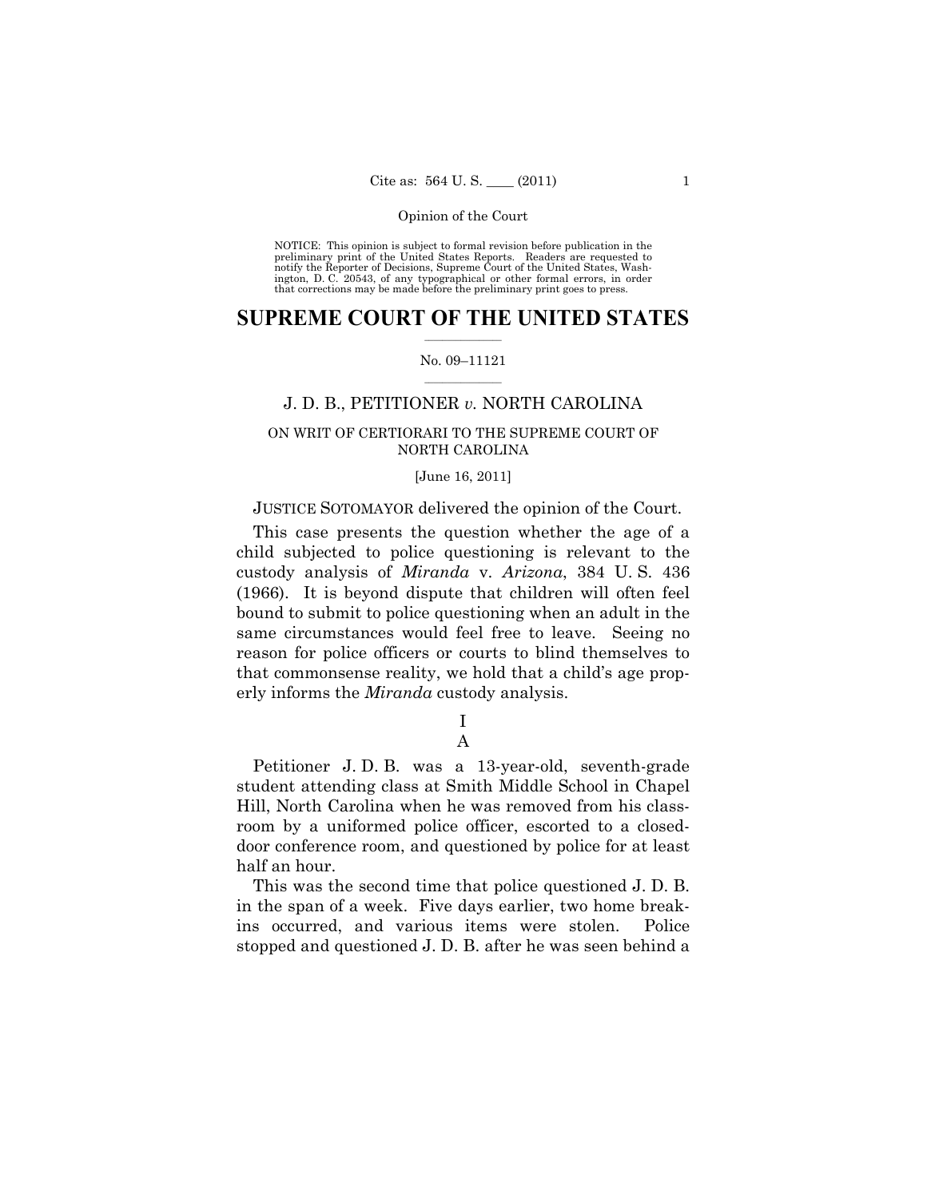Opinion of the Court

NOTICE: This opinion is subject to formal revision before publication in the preliminary print of the United States Reports. Readers are requested to notify the Reporter of Decisions, Supreme Court of the United States, Washington, D. C. 20543, of any typographical or other formal errors, in order that corrections may be made before the preliminary print goes to press.

# SUPREME COURT OF THE UNITED STATES

No. 09–11121

## J. D. B., PETITIONER *v.* NORTH CAROLINA

ON WRIT OF CERTIORARI TO THE SUPREME COURT OF NORTH CAROLINA

[June 16, 2011]

JUSTICE SOTOMAYOR delivered the opinion of the Court.

This case presents the question whether the age of a child subjected to police questioning is relevant to the custody analysis of *Miranda* v. *Arizona*, 384 U. S. 436 (1966). It is beyond dispute that children will often feel bound to submit to police questioning when an adult in the same circumstances would feel free to leave. Seeing no reason for police officers or courts to blind themselves to that commonsense reality, we hold that a child's age properly informs the *Miranda* custody analysis.

### I

### A

Petitioner J. D. B. was a 13-year-old, seventh-grade student attending class at Smith Middle School in Chapel Hill, North Carolina when he was removed from his classroom by a uniformed police officer, escorted to a closed-door conference room, and questioned by police for at least half an hour.

This was the second time that police questioned J. D. B. in the span of a week. Five days earlier, two home break-ins occurred, and various items were stolen. Police stopped and questioned J. D. B. after he was seen behind a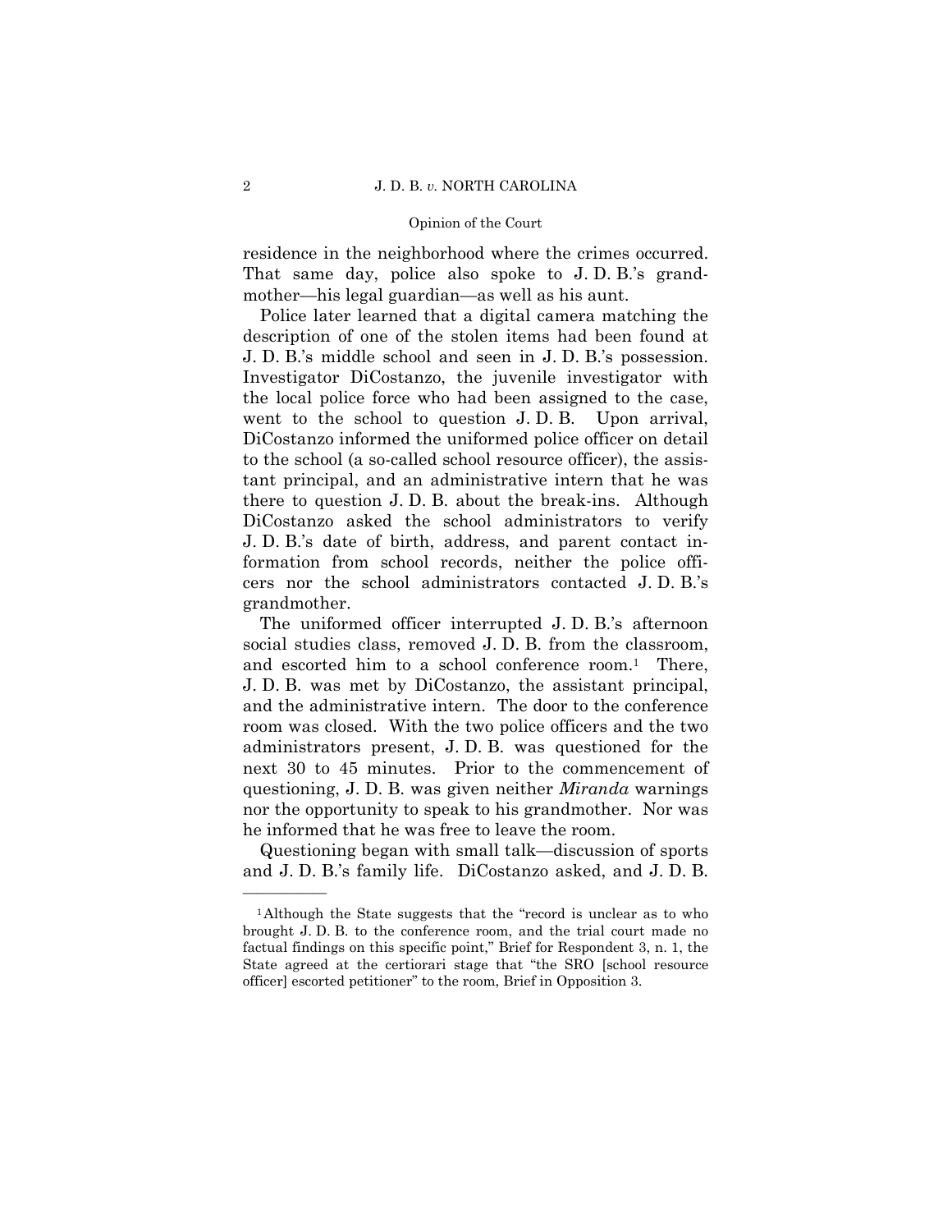residence in the neighborhood where the crimes occurred. That same day, police also spoke to J. D. B.'s grandmother—his legal guardian—as well as his aunt.

Police later learned that a digital camera matching the description of one of the stolen items had been found at J. D. B.'s middle school and seen in J. D. B.'s possession. Investigator DiCostanzo, the juvenile investigator with the local police force who had been assigned to the case, went to the school to question J. D. B. Upon arrival, DiCostanzo informed the uniformed police officer on detail to the school (a so-called school resource officer), the assistant principal, and an administrative intern that he was there to question J. D. B. about the break-ins. Although DiCostanzo asked the school administrators to verify J. D. B.'s date of birth, address, and parent contact information from school records, neither the police officers nor the school administrators contacted J. D. B.'s grandmother.

The uniformed officer interrupted J. D. B.'s afternoon social studies class, removed J. D. B. from the classroom, and escorted him to a school conference room.[1] There, J. D. B. was met by DiCostanzo, the assistant principal, and the administrative intern. The door to the conference room was closed. With the two police officers and the two administrators present, J. D. B. was questioned for the next 30 to 45 minutes. Prior to the commencement of questioning, J. D. B. was given neither *Miranda* warnings nor the opportunity to speak to his grandmother. Nor was he informed that he was free to leave the room.

Questioning began with small talk—discussion of sports and J. D. B.'s family life. DiCostanzo asked, and J. D. B.

---

[1] Although the State suggests that the "record is unclear as to who brought J. D. B. to the conference room, and the trial court made no factual findings on this specific point," Brief for Respondent 3, n. 1, the State agreed at the certiorari stage that "the SRO [school resource officer] escorted petitioner" to the room, Brief in Opposition 3.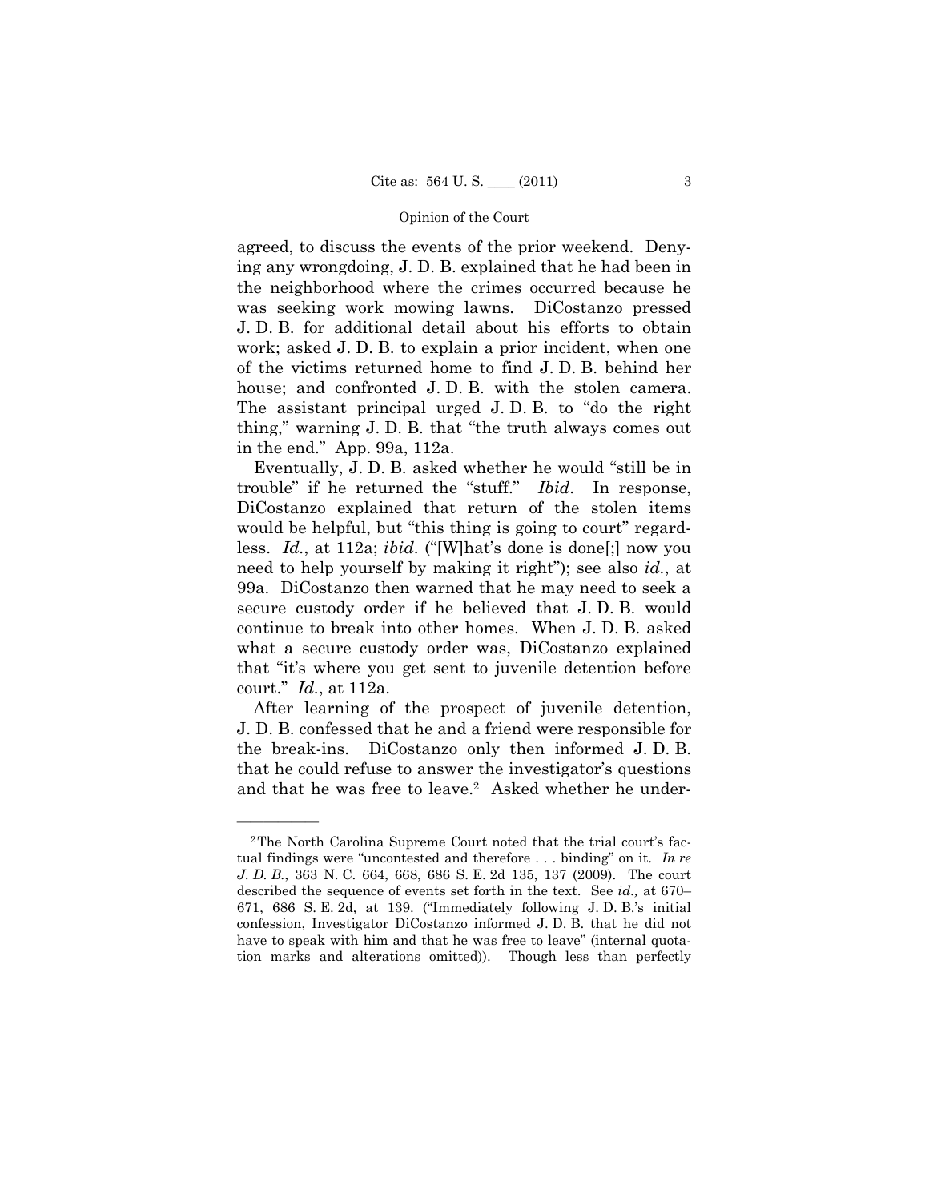agreed, to discuss the events of the prior weekend. Denying any wrongdoing, J. D. B. explained that he had been in the neighborhood where the crimes occurred because he was seeking work mowing lawns. DiCostanzo pressed J. D. B. for additional detail about his efforts to obtain work; asked J. D. B. to explain a prior incident, when one of the victims returned home to find J. D. B. behind her house; and confronted J. D. B. with the stolen camera. The assistant principal urged J. D. B. to "do the right thing," warning J. D. B. that "the truth always comes out in the end." App. 99a, 112a.

Eventually, J. D. B. asked whether he would "still be in trouble" if he returned the "stuff." *Ibid.* In response, DiCostanzo explained that return of the stolen items would be helpful, but "this thing is going to court" regardless. *Id.*, at 112a; *ibid.* ("[W]hat's done is done[;] now you need to help yourself by making it right"); see also *id.*, at 99a. DiCostanzo then warned that he may need to seek a secure custody order if he believed that J. D. B. would continue to break into other homes. When J. D. B. asked what a secure custody order was, DiCostanzo explained that "it's where you get sent to juvenile detention before court." *Id.*, at 112a.

After learning of the prospect of juvenile detention, J. D. B. confessed that he and a friend were responsible for the break-ins. DiCostanzo only then informed J. D. B. that he could refuse to answer the investigator's questions and that he was free to leave.[2] Asked whether he under-

---

[2] The North Carolina Supreme Court noted that the trial court's factual findings were "uncontested and therefore . . . binding" on it. *In re J. D. B.*, 363 N. C. 664, 668, 686 S. E. 2d 135, 137 (2009). The court described the sequence of events set forth in the text. See *id.,* at 670–671, 686 S. E. 2d, at 139. ("Immediately following J. D. B.'s initial confession, Investigator DiCostanzo informed J. D. B. that he did not have to speak with him and that he was free to leave" (internal quotation marks and alterations omitted)). Though less than perfectly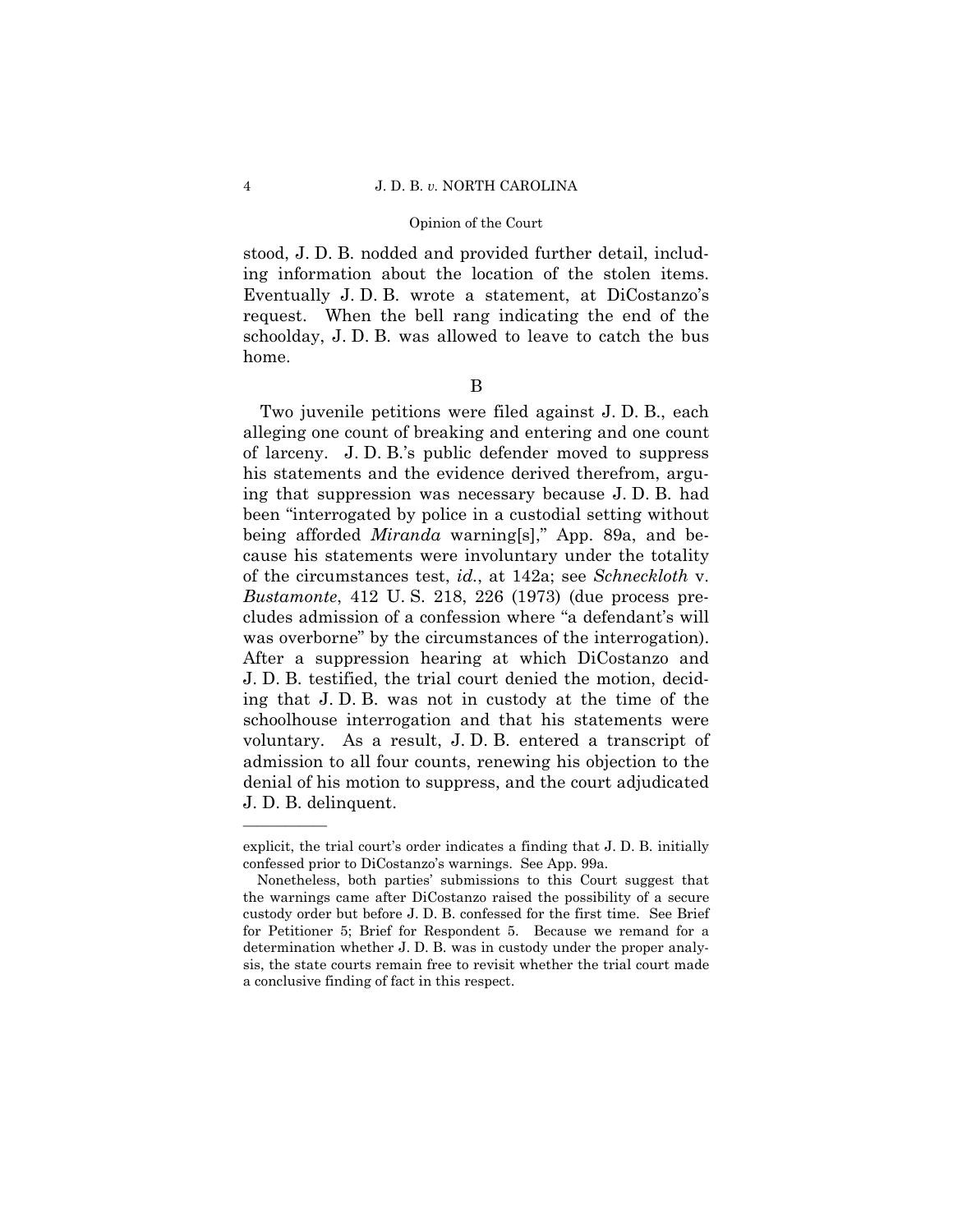stood, J. D. B. nodded and provided further detail, including information about the location of the stolen items. Eventually J. D. B. wrote a statement, at DiCostanzo's request. When the bell rang indicating the end of the schoolday, J. D. B. was allowed to leave to catch the bus home.

## B

Two juvenile petitions were filed against J. D. B., each alleging one count of breaking and entering and one count of larceny. J. D. B.'s public defender moved to suppress his statements and the evidence derived therefrom, arguing that suppression was necessary because J. D. B. had been "interrogated by police in a custodial setting without being afforded *Miranda* warning[s]," App. 89a, and because his statements were involuntary under the totality of the circumstances test, *id.*, at 142a; see *Schneckloth* v. *Bustamonte*, 412 U. S. 218, 226 (1973) (due process precludes admission of a confession where "a defendant's will was overborne" by the circumstances of the interrogation). After a suppression hearing at which DiCostanzo and J. D. B. testified, the trial court denied the motion, deciding that J. D. B. was not in custody at the time of the schoolhouse interrogation and that his statements were voluntary. As a result, J. D. B. entered a transcript of admission to all four counts, renewing his objection to the denial of his motion to suppress, and the court adjudicated J. D. B. delinquent.

---

explicit, the trial court's order indicates a finding that J. D. B. initially confessed prior to DiCostanzo's warnings. See App. 99a.

Nonetheless, both parties' submissions to this Court suggest that the warnings came after DiCostanzo raised the possibility of a secure custody order but before J. D. B. confessed for the first time. See Brief for Petitioner 5; Brief for Respondent 5. Because we remand for a determination whether J. D. B. was in custody under the proper analysis, the state courts remain free to revisit whether the trial court made a conclusive finding of fact in this respect.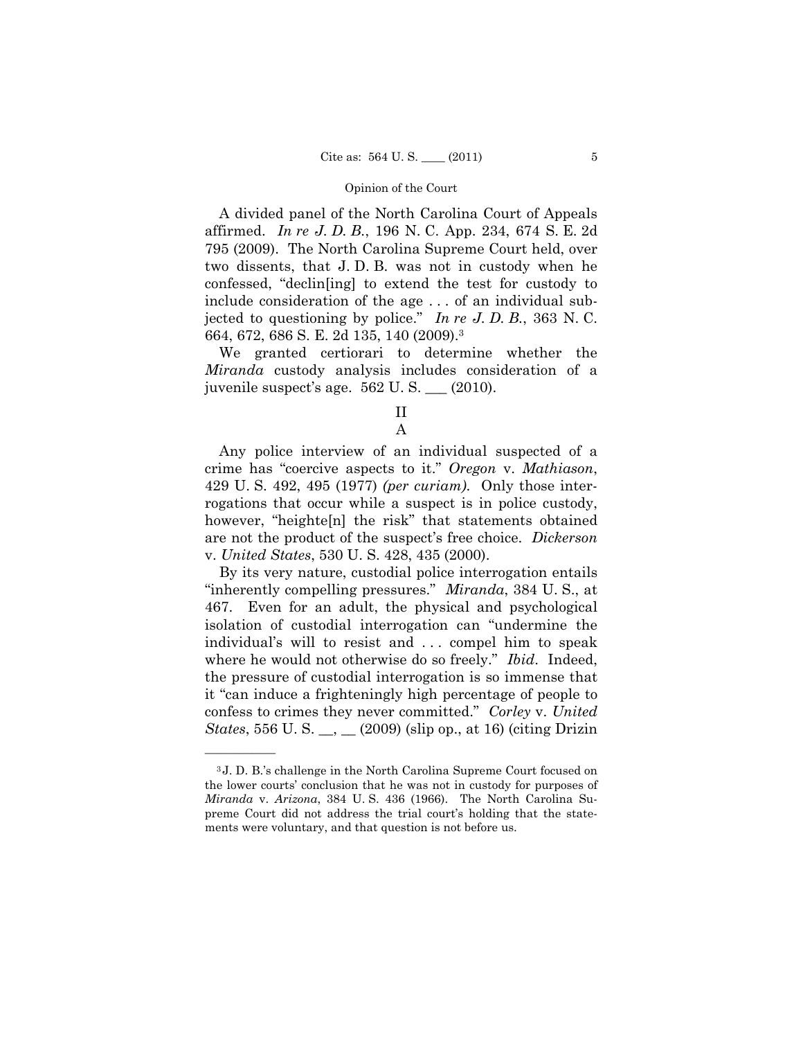A divided panel of the North Carolina Court of Appeals affirmed. *In re J. D. B.*, 196 N. C. App. 234, 674 S. E. 2d 795 (2009). The North Carolina Supreme Court held, over two dissents, that J. D. B. was not in custody when he confessed, "declin[ing] to extend the test for custody to include consideration of the age . . . of an individual subjected to questioning by police." *In re J. D. B.*, 363 N. C. 664, 672, 686 S. E. 2d 135, 140 (2009).[3]

We granted certiorari to determine whether the *Miranda* custody analysis includes consideration of a juvenile suspect's age. 562 U. S. ___ (2010).

## II

### A

Any police interview of an individual suspected of a crime has "coercive aspects to it." *Oregon* v. *Mathiason*, 429 U. S. 492, 495 (1977) *(per curiam)*. Only those interrogations that occur while a suspect is in police custody, however, "heighte[n] the risk" that statements obtained are not the product of the suspect's free choice. *Dickerson* v. *United States*, 530 U. S. 428, 435 (2000).

By its very nature, custodial police interrogation entails "inherently compelling pressures." *Miranda*, 384 U. S., at 467. Even for an adult, the physical and psychological isolation of custodial interrogation can "undermine the individual's will to resist and . . . compel him to speak where he would not otherwise do so freely." *Ibid*. Indeed, the pressure of custodial interrogation is so immense that it "can induce a frighteningly high percentage of people to confess to crimes they never committed." *Corley* v. *United States*, 556 U. S. __, __ (2009) (slip op., at 16) (citing Drizin

---

[3] J. D. B.'s challenge in the North Carolina Supreme Court focused on the lower courts' conclusion that he was not in custody for purposes of *Miranda* v. *Arizona*, 384 U. S. 436 (1966). The North Carolina Supreme Court did not address the trial court's holding that the statements were voluntary, and that question is not before us.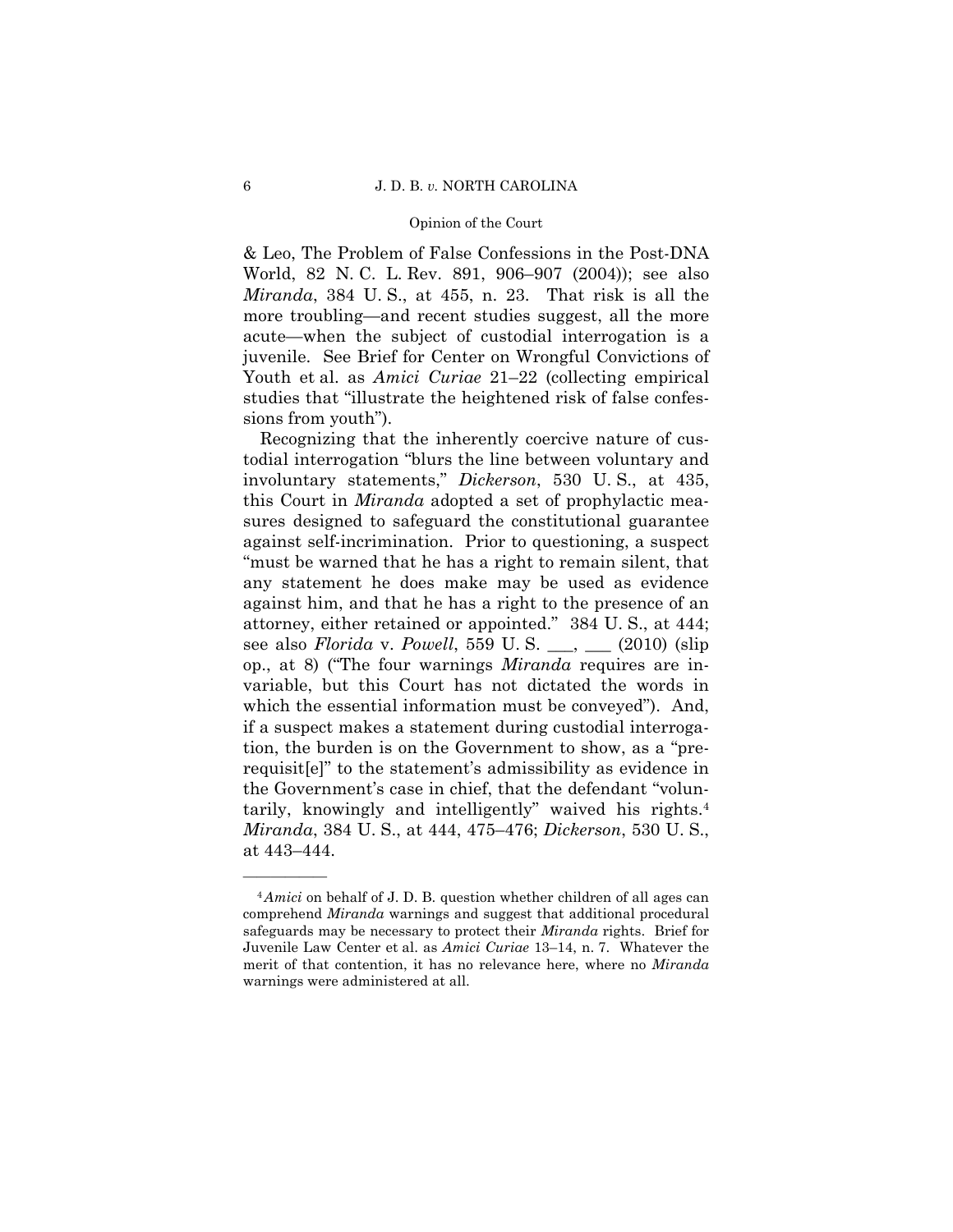& Leo, The Problem of False Confessions in the Post-DNA World, 82 N. C. L. Rev. 891, 906–907 (2004)); see also *Miranda*, 384 U. S., at 455, n. 23. That risk is all the more troubling—and recent studies suggest, all the more acute—when the subject of custodial interrogation is a juvenile. See Brief for Center on Wrongful Convictions of Youth et al. as *Amici Curiae* 21–22 (collecting empirical studies that "illustrate the heightened risk of false confessions from youth").

Recognizing that the inherently coercive nature of custodial interrogation "blurs the line between voluntary and involuntary statements," *Dickerson*, 530 U. S., at 435, this Court in *Miranda* adopted a set of prophylactic measures designed to safeguard the constitutional guarantee against self-incrimination. Prior to questioning, a suspect "must be warned that he has a right to remain silent, that any statement he does make may be used as evidence against him, and that he has a right to the presence of an attorney, either retained or appointed." 384 U. S., at 444; see also *Florida* v. *Powell*, 559 U. S. ___, ___ (2010) (slip op., at 8) ("The four warnings *Miranda* requires are invariable, but this Court has not dictated the words in which the essential information must be conveyed"). And, if a suspect makes a statement during custodial interrogation, the burden is on the Government to show, as a "prerequisit[e]" to the statement's admissibility as evidence in the Government's case in chief, that the defendant "voluntarily, knowingly and intelligently" waived his rights.[4] *Miranda*, 384 U. S., at 444, 475–476; *Dickerson*, 530 U. S., at 443–444.

---

[4]*Amici* on behalf of J. D. B. question whether children of all ages can comprehend *Miranda* warnings and suggest that additional procedural safeguards may be necessary to protect their *Miranda* rights. Brief for Juvenile Law Center et al. as *Amici Curiae* 13–14, n. 7. Whatever the merit of that contention, it has no relevance here, where no *Miranda* warnings were administered at all.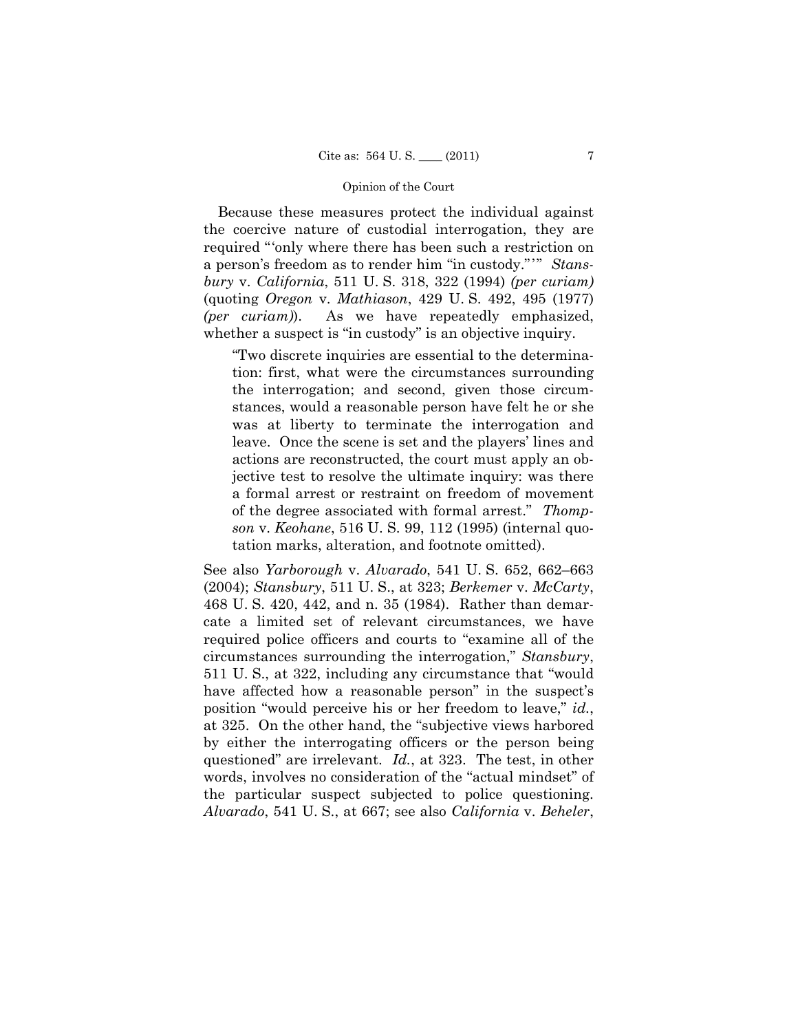Because these measures protect the individual against the coercive nature of custodial interrogation, they are required "'only where there has been such a restriction on a person's freedom as to render him "in custody."'" *Stansbury* v. *California*, 511 U. S. 318, 322 (1994) *(per curiam)* (quoting *Oregon* v. *Mathiason*, 429 U. S. 492, 495 (1977) *(per curiam)*). As we have repeatedly emphasized, whether a suspect is "in custody" is an objective inquiry.

> "Two discrete inquiries are essential to the determination: first, what were the circumstances surrounding the interrogation; and second, given those circumstances, would a reasonable person have felt he or she was at liberty to terminate the interrogation and leave. Once the scene is set and the players' lines and actions are reconstructed, the court must apply an objective test to resolve the ultimate inquiry: was there a formal arrest or restraint on freedom of movement of the degree associated with formal arrest." *Thompson* v. *Keohane*, 516 U. S. 99, 112 (1995) (internal quotation marks, alteration, and footnote omitted).

See also *Yarborough* v. *Alvarado*, 541 U. S. 652, 662–663 (2004); *Stansbury*, 511 U. S., at 323; *Berkemer* v. *McCarty*, 468 U. S. 420, 442, and n. 35 (1984). Rather than demarcate a limited set of relevant circumstances, we have required police officers and courts to "examine all of the circumstances surrounding the interrogation," *Stansbury*, 511 U. S., at 322, including any circumstance that "would have affected how a reasonable person" in the suspect's position "would perceive his or her freedom to leave," *id.*, at 325. On the other hand, the "subjective views harbored by either the interrogating officers or the person being questioned" are irrelevant. *Id.*, at 323. The test, in other words, involves no consideration of the "actual mindset" of the particular suspect subjected to police questioning. *Alvarado*, 541 U. S., at 667; see also *California* v. *Beheler*,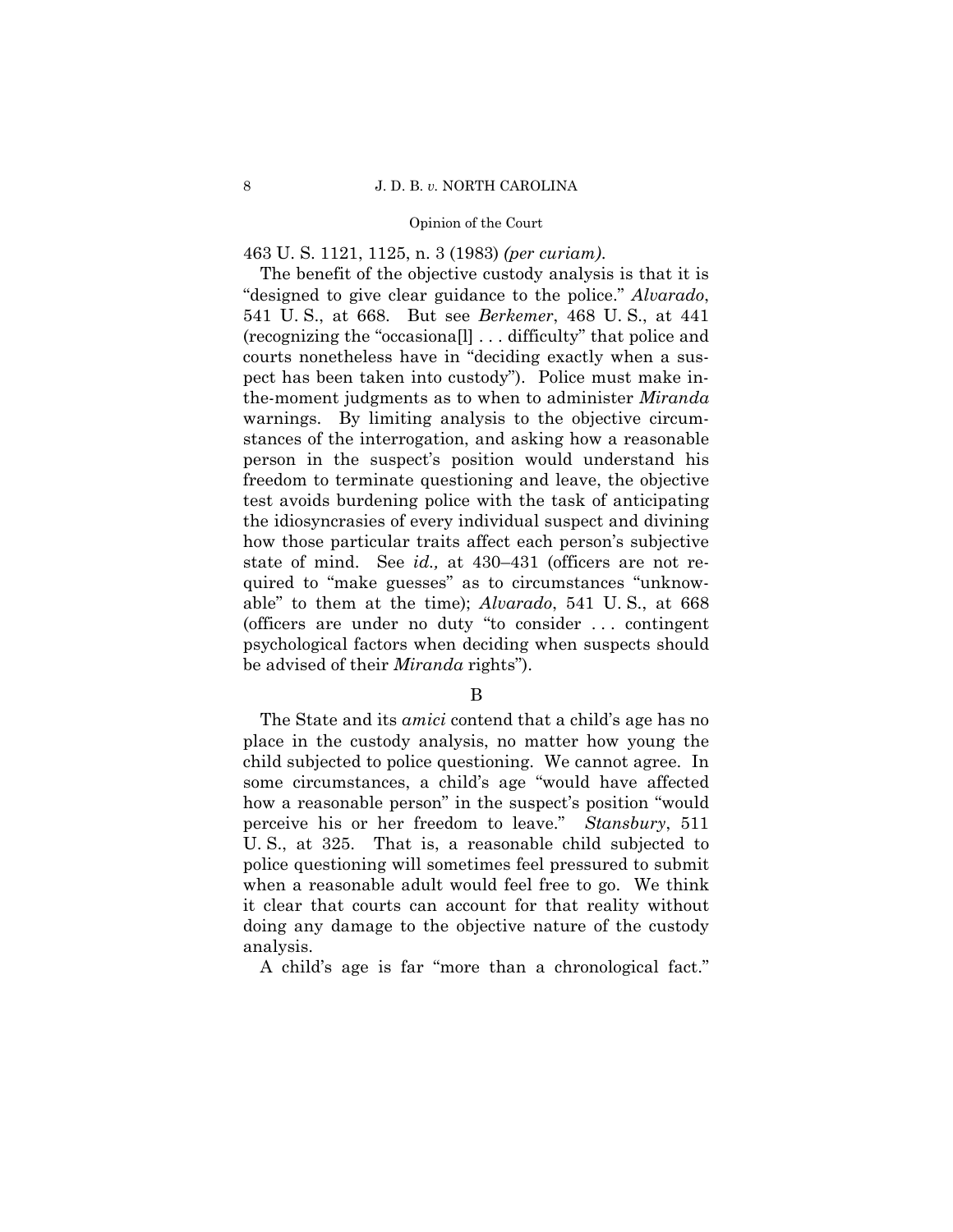463 U. S. 1121, 1125, n. 3 (1983) *(per curiam)*.

The benefit of the objective custody analysis is that it is "designed to give clear guidance to the police." *Alvarado*, 541 U. S., at 668. But see *Berkemer*, 468 U. S., at 441 (recognizing the "occasiona[l] . . . difficulty" that police and courts nonetheless have in "deciding exactly when a suspect has been taken into custody"). Police must make in-the-moment judgments as to when to administer *Miranda* warnings. By limiting analysis to the objective circumstances of the interrogation, and asking how a reasonable person in the suspect's position would understand his freedom to terminate questioning and leave, the objective test avoids burdening police with the task of anticipating the idiosyncrasies of every individual suspect and divining how those particular traits affect each person's subjective state of mind. See *id.,* at 430–431 (officers are not required to "make guesses" as to circumstances "unknowable" to them at the time); *Alvarado*, 541 U. S., at 668 (officers are under no duty "to consider . . . contingent psychological factors when deciding when suspects should be advised of their *Miranda* rights").

### B

The State and its *amici* contend that a child's age has no place in the custody analysis, no matter how young the child subjected to police questioning. We cannot agree. In some circumstances, a child's age "would have affected how a reasonable person" in the suspect's position "would perceive his or her freedom to leave." *Stansbury*, 511 U. S., at 325. That is, a reasonable child subjected to police questioning will sometimes feel pressured to submit when a reasonable adult would feel free to go. We think it clear that courts can account for that reality without doing any damage to the objective nature of the custody analysis.

A child's age is far "more than a chronological fact."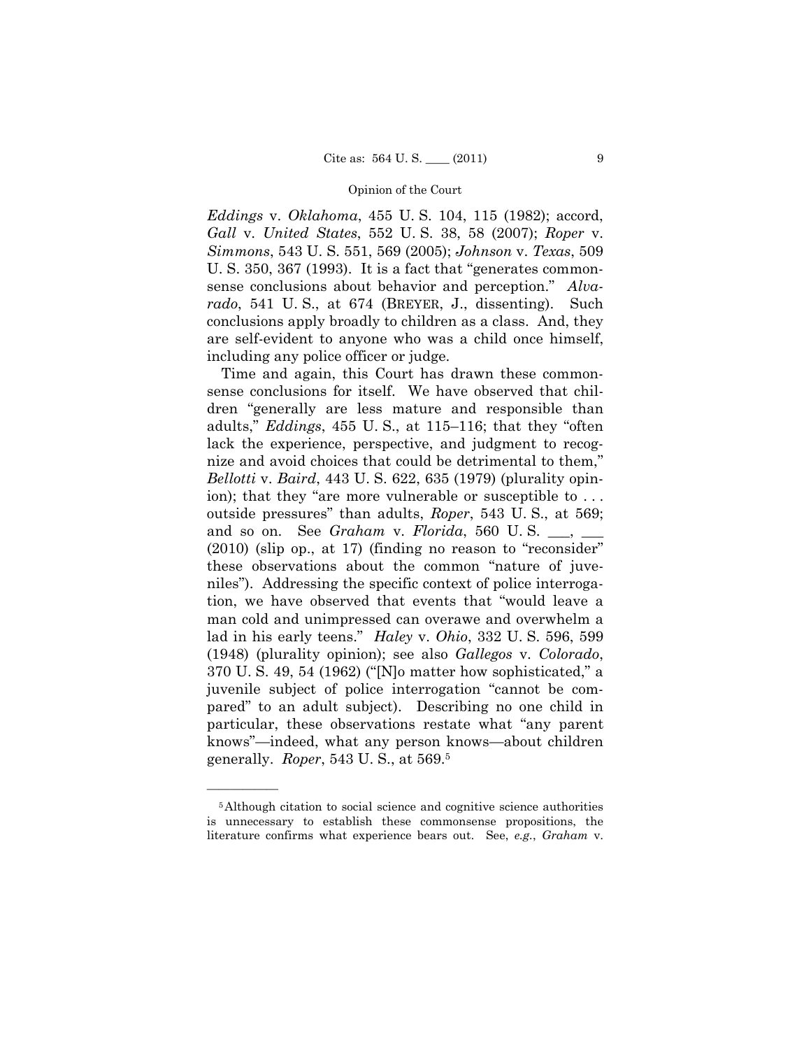*Eddings* v. *Oklahoma*, 455 U. S. 104, 115 (1982); accord, *Gall* v. *United States*, 552 U. S. 38, 58 (2007); *Roper* v. *Simmons*, 543 U. S. 551, 569 (2005); *Johnson* v. *Texas*, 509 U. S. 350, 367 (1993). It is a fact that "generates commonsense conclusions about behavior and perception." *Alvarado*, 541 U. S., at 674 (BREYER, J., dissenting). Such conclusions apply broadly to children as a class. And, they are self-evident to anyone who was a child once himself, including any police officer or judge.

Time and again, this Court has drawn these commonsense conclusions for itself. We have observed that children "generally are less mature and responsible than adults," *Eddings*, 455 U. S., at 115–116; that they "often lack the experience, perspective, and judgment to recognize and avoid choices that could be detrimental to them," *Bellotti* v. *Baird*, 443 U. S. 622, 635 (1979) (plurality opinion); that they "are more vulnerable or susceptible to . . . outside pressures" than adults, *Roper*, 543 U. S., at 569; and so on. See *Graham* v. *Florida*, 560 U. S. ___, ___ (2010) (slip op., at 17) (finding no reason to "reconsider" these observations about the common "nature of juveniles"). Addressing the specific context of police interrogation, we have observed that events that "would leave a man cold and unimpressed can overawe and overwhelm a lad in his early teens." *Haley* v. *Ohio*, 332 U. S. 596, 599 (1948) (plurality opinion); see also *Gallegos* v. *Colorado*, 370 U. S. 49, 54 (1962) ("[N]o matter how sophisticated," a juvenile subject of police interrogation "cannot be compared" to an adult subject). Describing no one child in particular, these observations restate what "any parent knows"—indeed, what any person knows—about children generally. *Roper*, 543 U. S., at 569.[5]

---

[5] Although citation to social science and cognitive science authorities is unnecessary to establish these commonsense propositions, the literature confirms what experience bears out. See, *e.g.*, *Graham* v.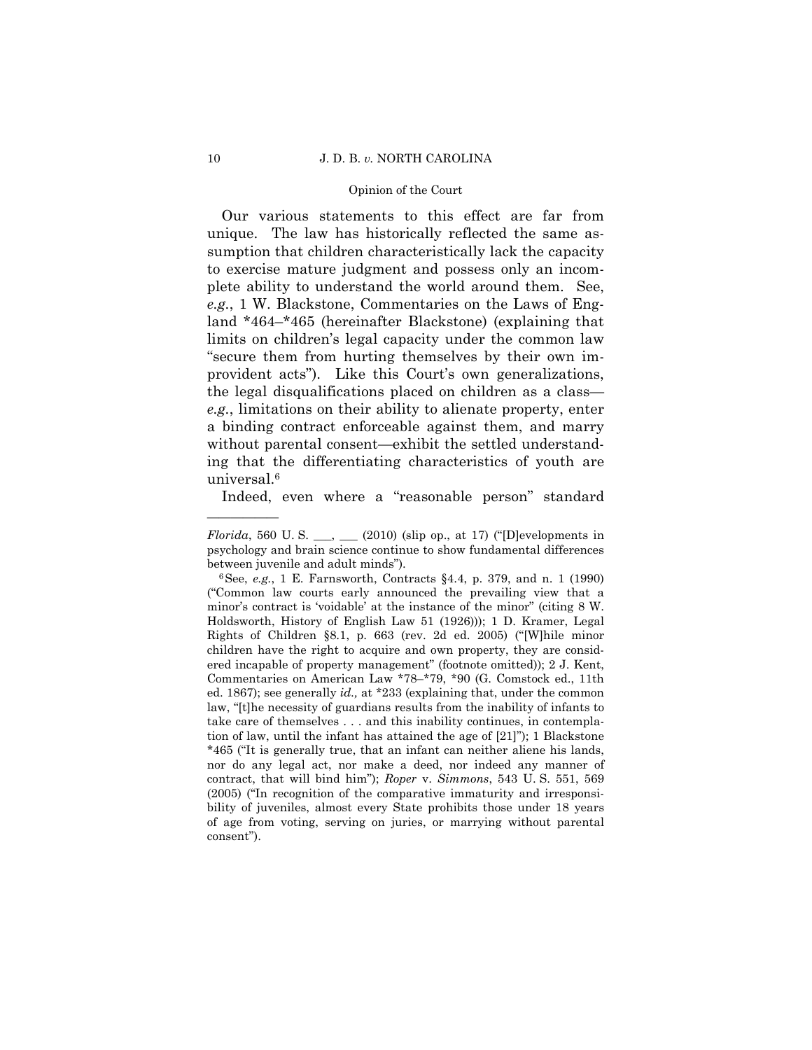Our various statements to this effect are far from unique. The law has historically reflected the same assumption that children characteristically lack the capacity to exercise mature judgment and possess only an incomplete ability to understand the world around them. See, *e.g.*, 1 W. Blackstone, Commentaries on the Laws of England *464–*465 (hereinafter Blackstone) (explaining that limits on children's legal capacity under the common law "secure them from hurting themselves by their own improvident acts"). Like this Court's own generalizations, the legal disqualifications placed on children as a class—*e.g.*, limitations on their ability to alienate property, enter a binding contract enforceable against them, and marry without parental consent—exhibit the settled understanding that the differentiating characteristics of youth are universal.[6]

Indeed, even where a "reasonable person" standard

---

*Florida*, 560 U. S. \_\_\_, \_\_\_ (2010) (slip op., at 17) ("[D]evelopments in psychology and brain science continue to show fundamental differences between juvenile and adult minds").

[6] See, *e.g.*, 1 E. Farnsworth, Contracts §4.4, p. 379, and n. 1 (1990) ("Common law courts early announced the prevailing view that a minor's contract is 'voidable' at the instance of the minor" (citing 8 W. Holdsworth, History of English Law 51 (1926))); 1 D. Kramer, Legal Rights of Children §8.1, p. 663 (rev. 2d ed. 2005) ("[W]hile minor children have the right to acquire and own property, they are considered incapable of property management" (footnote omitted)); 2 J. Kent, Commentaries on American Law *78–*79, *90 (G. Comstock ed., 11th ed. 1867); see generally *id.,* at *233 (explaining that, under the common law, "[t]he necessity of guardians results from the inability of infants to take care of themselves . . . and this inability continues, in contemplation of law, until the infant has attained the age of [21]"); 1 Blackstone *465 ("It is generally true, that an infant can neither aliene his lands, nor do any legal act, nor make a deed, nor indeed any manner of contract, that will bind him"); *Roper* v. *Simmons*, 543 U. S. 551, 569 (2005) ("In recognition of the comparative immaturity and irresponsibility of juveniles, almost every State prohibits those under 18 years of age from voting, serving on juries, or marrying without parental consent").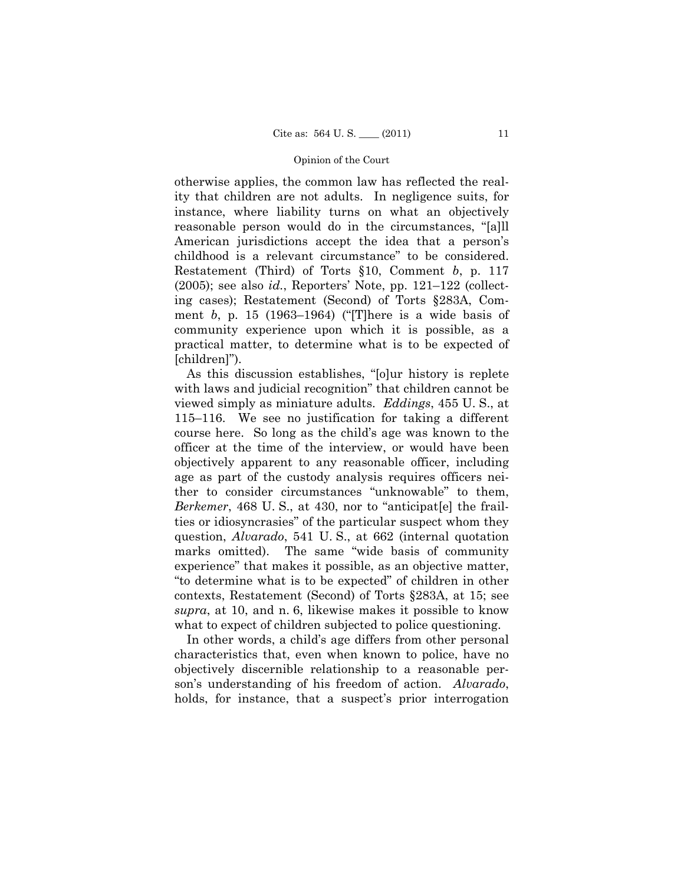otherwise applies, the common law has reflected the reality that children are not adults. In negligence suits, for instance, where liability turns on what an objectively reasonable person would do in the circumstances, "[a]ll American jurisdictions accept the idea that a person's childhood is a relevant circumstance" to be considered. Restatement (Third) of Torts §10, Comment *b*, p. 117 (2005); see also *id.*, Reporters' Note, pp. 121–122 (collecting cases); Restatement (Second) of Torts §283A, Comment *b*, p. 15 (1963–1964) ("[T]here is a wide basis of community experience upon which it is possible, as a practical matter, to determine what is to be expected of [children]").

As this discussion establishes, "[o]ur history is replete with laws and judicial recognition" that children cannot be viewed simply as miniature adults. *Eddings*, 455 U. S., at 115–116. We see no justification for taking a different course here. So long as the child's age was known to the officer at the time of the interview, or would have been objectively apparent to any reasonable officer, including age as part of the custody analysis requires officers neither to consider circumstances "unknowable" to them, *Berkemer*, 468 U. S., at 430, nor to "anticipat[e] the frailties or idiosyncrasies" of the particular suspect whom they question, *Alvarado*, 541 U. S., at 662 (internal quotation marks omitted). The same "wide basis of community experience" that makes it possible, as an objective matter, "to determine what is to be expected" of children in other contexts, Restatement (Second) of Torts §283A, at 15; see *supra*, at 10, and n. 6, likewise makes it possible to know what to expect of children subjected to police questioning.

In other words, a child's age differs from other personal characteristics that, even when known to police, have no objectively discernible relationship to a reasonable person's understanding of his freedom of action. *Alvarado*, holds, for instance, that a suspect's prior interrogation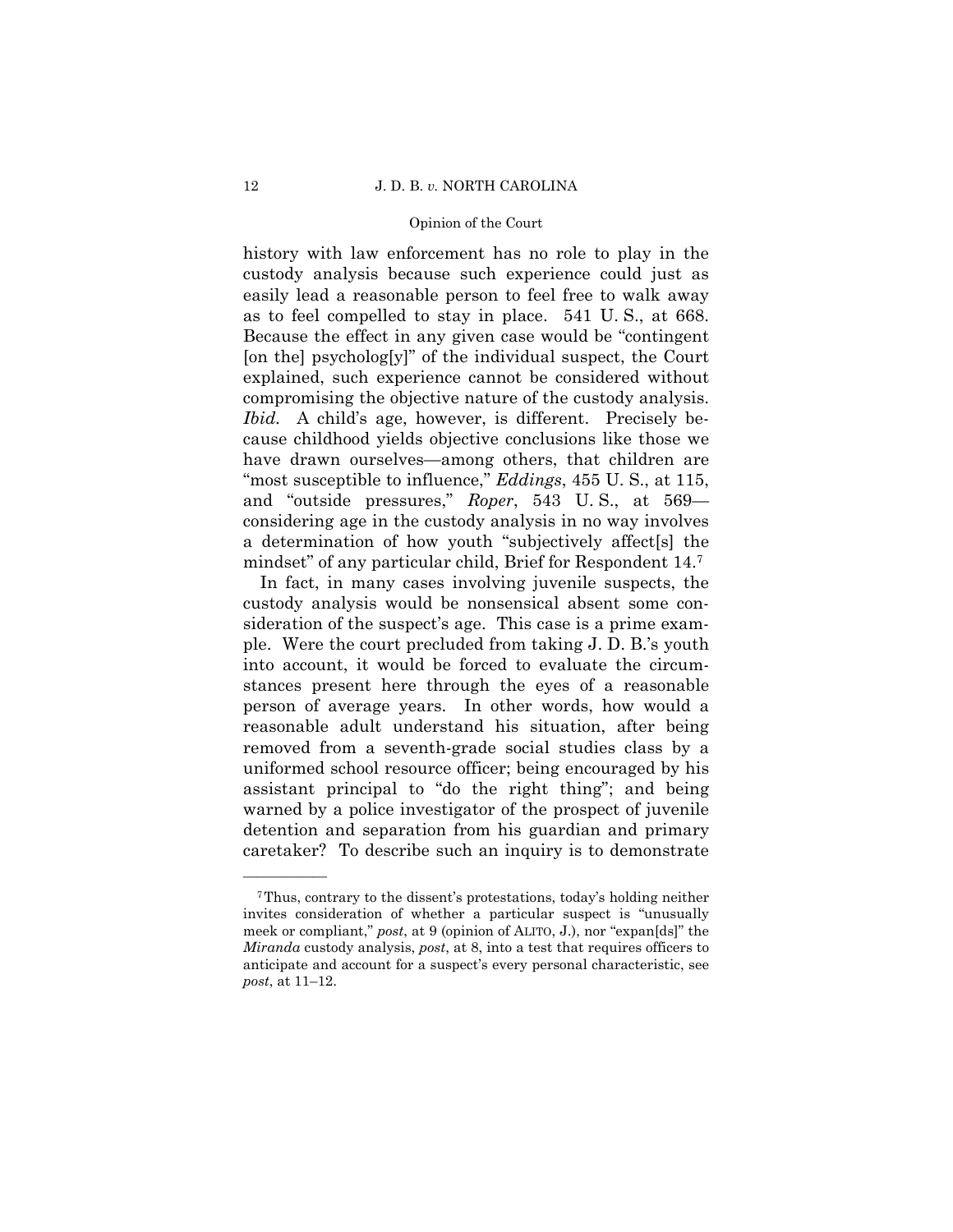history with law enforcement has no role to play in the custody analysis because such experience could just as easily lead a reasonable person to feel free to walk away as to feel compelled to stay in place. 541 U. S., at 668. Because the effect in any given case would be "contingent [on the] psycholog[y]" of the individual suspect, the Court explained, such experience cannot be considered without compromising the objective nature of the custody analysis. *Ibid.* A child's age, however, is different. Precisely because childhood yields objective conclusions like those we have drawn ourselves—among others, that children are "most susceptible to influence," *Eddings*, 455 U. S., at 115, and "outside pressures," *Roper*, 543 U. S., at 569—considering age in the custody analysis in no way involves a determination of how youth "subjectively affect[s] the mindset" of any particular child, Brief for Respondent 14.[7]

In fact, in many cases involving juvenile suspects, the custody analysis would be nonsensical absent some consideration of the suspect's age. This case is a prime example. Were the court precluded from taking J. D. B.'s youth into account, it would be forced to evaluate the circumstances present here through the eyes of a reasonable person of average years. In other words, how would a reasonable adult understand his situation, after being removed from a seventh-grade social studies class by a uniformed school resource officer; being encouraged by his assistant principal to "do the right thing"; and being warned by a police investigator of the prospect of juvenile detention and separation from his guardian and primary caretaker? To describe such an inquiry is to demonstrate

---

[7] Thus, contrary to the dissent's protestations, today's holding neither invites consideration of whether a particular suspect is "unusually meek or compliant," *post*, at 9 (opinion of ALITO, J.), nor "expan[ds]" the *Miranda* custody analysis, *post*, at 8, into a test that requires officers to anticipate and account for a suspect's every personal characteristic, see *post*, at 11–12.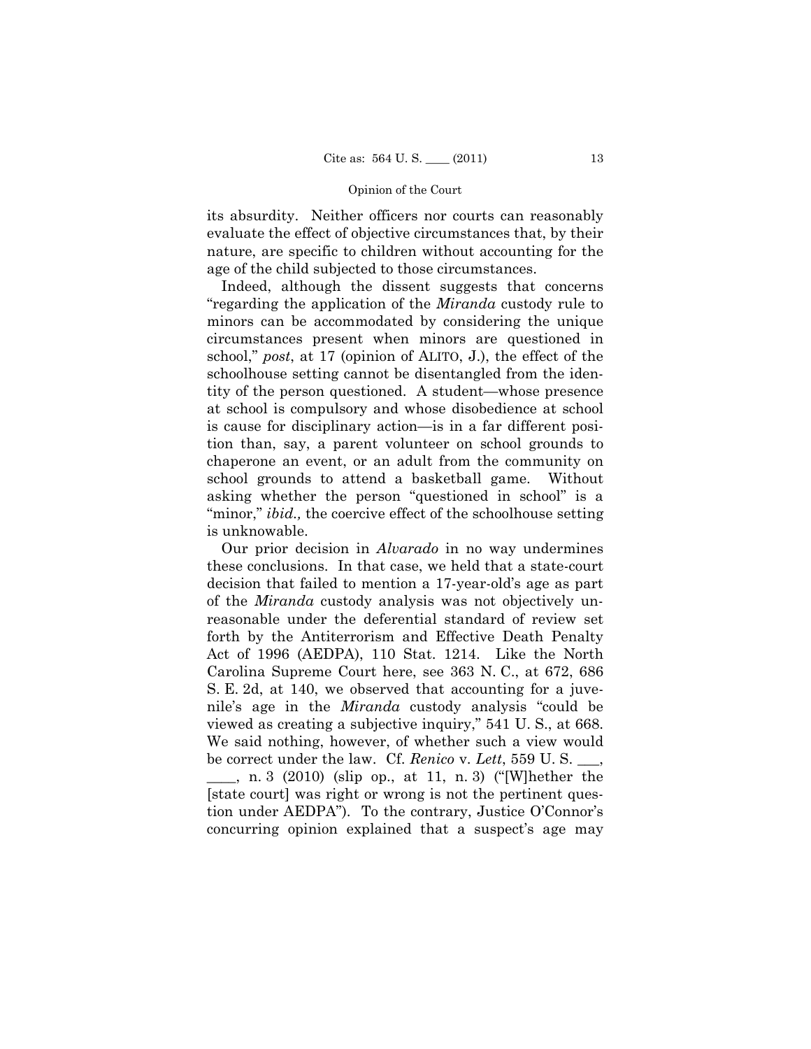its absurdity. Neither officers nor courts can reasonably evaluate the effect of objective circumstances that, by their nature, are specific to children without accounting for the age of the child subjected to those circumstances.

Indeed, although the dissent suggests that concerns "regarding the application of the *Miranda* custody rule to minors can be accommodated by considering the unique circumstances present when minors are questioned in school," *post*, at 17 (opinion of ALITO, J.), the effect of the schoolhouse setting cannot be disentangled from the identity of the person questioned. A student—whose presence at school is compulsory and whose disobedience at school is cause for disciplinary action—is in a far different position than, say, a parent volunteer on school grounds to chaperone an event, or an adult from the community on school grounds to attend a basketball game. Without asking whether the person "questioned in school" is a "minor," *ibid.,* the coercive effect of the schoolhouse setting is unknowable.

Our prior decision in *Alvarado* in no way undermines these conclusions. In that case, we held that a state-court decision that failed to mention a 17-year-old's age as part of the *Miranda* custody analysis was not objectively unreasonable under the deferential standard of review set forth by the Antiterrorism and Effective Death Penalty Act of 1996 (AEDPA), 110 Stat. 1214. Like the North Carolina Supreme Court here, see 363 N. C., at 672, 686 S. E. 2d, at 140, we observed that accounting for a juvenile's age in the *Miranda* custody analysis "could be viewed as creating a subjective inquiry," 541 U. S., at 668. We said nothing, however, of whether such a view would be correct under the law. Cf. *Renico* v. *Lett*, 559 U. S. ___, ___, n. 3 (2010) (slip op., at 11, n. 3) ("[W]hether the [state court] was right or wrong is not the pertinent question under AEDPA"). To the contrary, Justice O'Connor's concurring opinion explained that a suspect's age may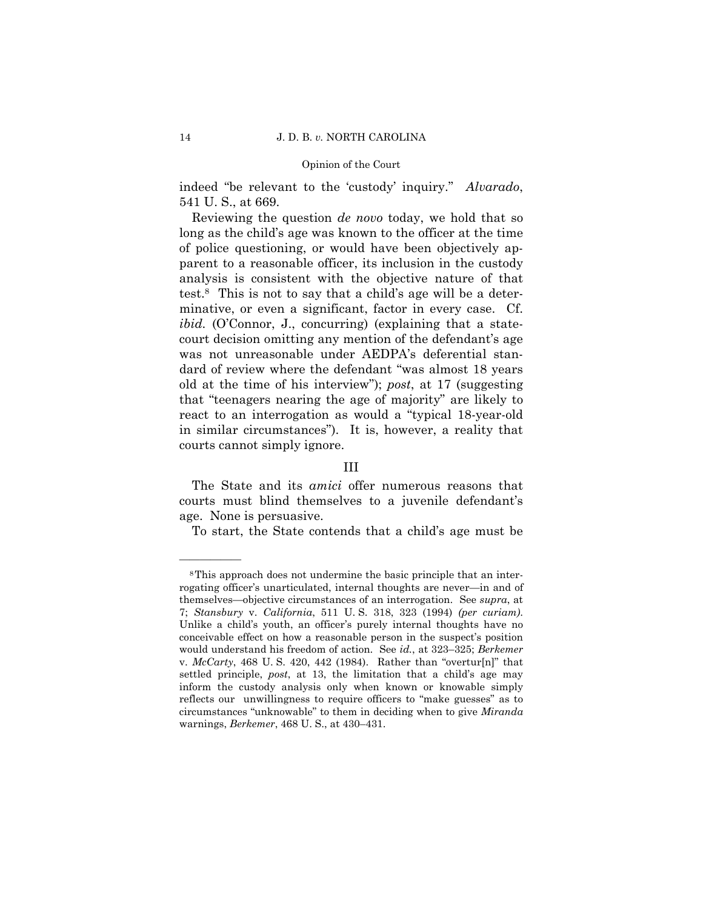indeed "be relevant to the 'custody' inquiry." *Alvarado*, 541 U. S., at 669.

Reviewing the question *de novo* today, we hold that so long as the child's age was known to the officer at the time of police questioning, or would have been objectively apparent to a reasonable officer, its inclusion in the custody analysis is consistent with the objective nature of that test.[8] This is not to say that a child's age will be a determinative, or even a significant, factor in every case. Cf. *ibid.* (O'Connor, J., concurring) (explaining that a state-court decision omitting any mention of the defendant's age was not unreasonable under AEDPA's deferential standard of review where the defendant "was almost 18 years old at the time of his interview"); *post*, at 17 (suggesting that "teenagers nearing the age of majority" are likely to react to an interrogation as would a "typical 18-year-old in similar circumstances"). It is, however, a reality that courts cannot simply ignore.

## III

The State and its *amici* offer numerous reasons that courts must blind themselves to a juvenile defendant's age. None is persuasive.

To start, the State contends that a child's age must be

---

[8] This approach does not undermine the basic principle that an interrogating officer's unarticulated, internal thoughts are never—in and of themselves—objective circumstances of an interrogation. See *supra*, at 7; *Stansbury* v. *California*, 511 U. S. 318, 323 (1994) *(per curiam)*. Unlike a child's youth, an officer's purely internal thoughts have no conceivable effect on how a reasonable person in the suspect's position would understand his freedom of action. See *id.*, at 323–325; *Berkemer* v. *McCarty*, 468 U. S. 420, 442 (1984). Rather than "overtur[n]" that settled principle, *post*, at 13, the limitation that a child's age may inform the custody analysis only when known or knowable simply reflects our unwillingness to require officers to "make guesses" as to circumstances "unknowable" to them in deciding when to give *Miranda* warnings, *Berkemer*, 468 U. S., at 430–431.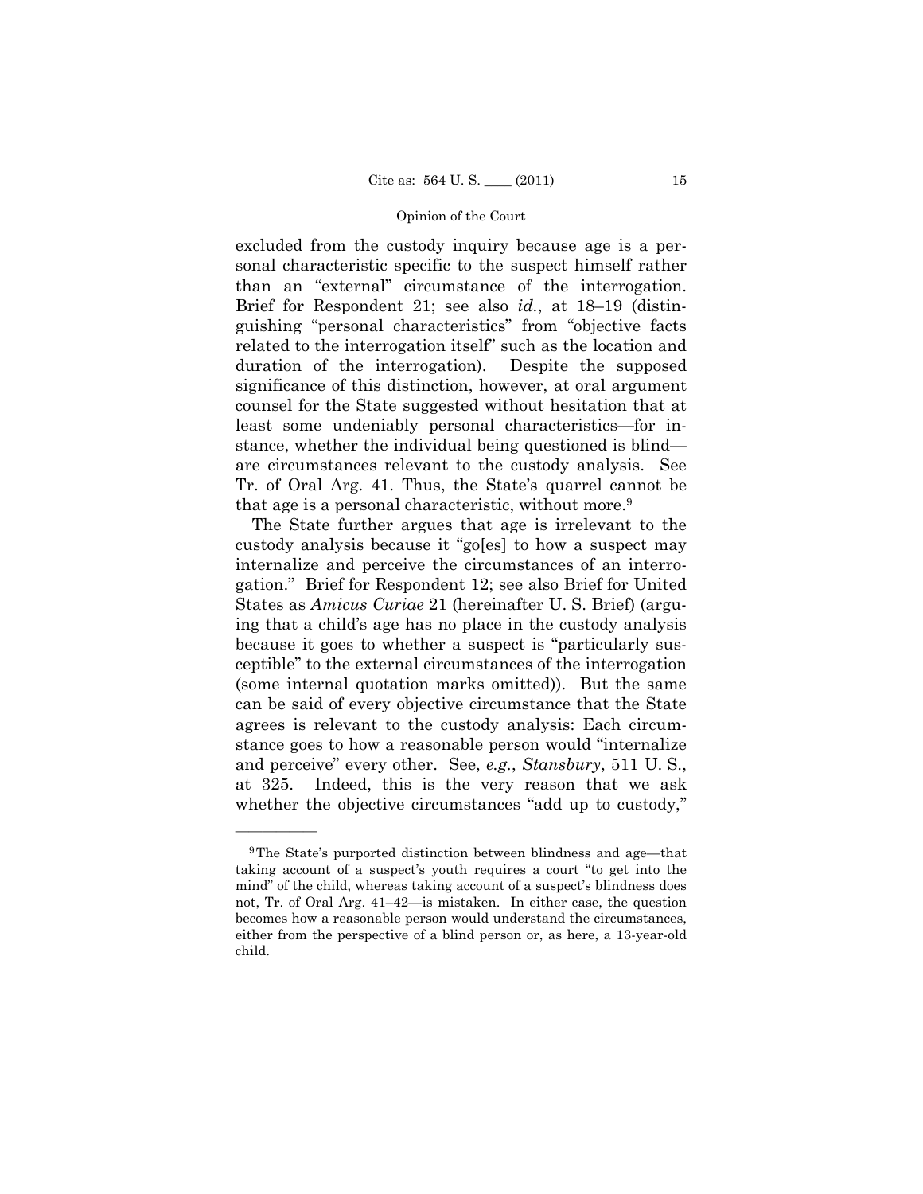excluded from the custody inquiry because age is a personal characteristic specific to the suspect himself rather than an "external" circumstance of the interrogation. Brief for Respondent 21; see also *id.*, at 18–19 (distinguishing "personal characteristics" from "objective facts related to the interrogation itself" such as the location and duration of the interrogation). Despite the supposed significance of this distinction, however, at oral argument counsel for the State suggested without hesitation that at least some undeniably personal characteristics—for instance, whether the individual being questioned is blind—are circumstances relevant to the custody analysis. See Tr. of Oral Arg. 41. Thus, the State's quarrel cannot be that age is a personal characteristic, without more.[9]

The State further argues that age is irrelevant to the custody analysis because it "go[es] to how a suspect may internalize and perceive the circumstances of an interrogation." Brief for Respondent 12; see also Brief for United States as *Amicus Curiae* 21 (hereinafter U. S. Brief) (arguing that a child's age has no place in the custody analysis because it goes to whether a suspect is "particularly susceptible" to the external circumstances of the interrogation (some internal quotation marks omitted)). But the same can be said of every objective circumstance that the State agrees is relevant to the custody analysis: Each circumstance goes to how a reasonable person would "internalize and perceive" every other. See, *e.g.*, *Stansbury*, 511 U. S., at 325. Indeed, this is the very reason that we ask whether the objective circumstances "add up to custody,"

---

[9] The State's purported distinction between blindness and age—that taking account of a suspect's youth requires a court "to get into the mind" of the child, whereas taking account of a suspect's blindness does not, Tr. of Oral Arg. 41–42—is mistaken. In either case, the question becomes how a reasonable person would understand the circumstances, either from the perspective of a blind person or, as here, a 13-year-old child.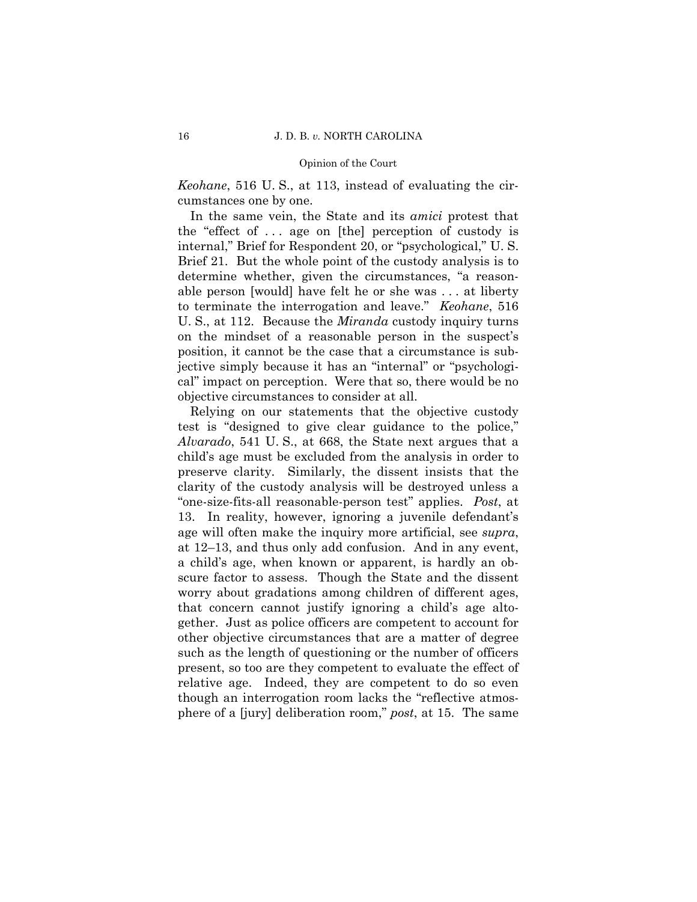*Keohane*, 516 U. S., at 113, instead of evaluating the circumstances one by one.

In the same vein, the State and its *amici* protest that the "effect of . . . age on [the] perception of custody is internal," Brief for Respondent 20, or "psychological," U. S. Brief 21. But the whole point of the custody analysis is to determine whether, given the circumstances, "a reasonable person [would] have felt he or she was . . . at liberty to terminate the interrogation and leave." *Keohane*, 516 U. S., at 112. Because the *Miranda* custody inquiry turns on the mindset of a reasonable person in the suspect's position, it cannot be the case that a circumstance is subjective simply because it has an "internal" or "psychological" impact on perception. Were that so, there would be no objective circumstances to consider at all.

Relying on our statements that the objective custody test is "designed to give clear guidance to the police," *Alvarado*, 541 U. S., at 668, the State next argues that a child's age must be excluded from the analysis in order to preserve clarity. Similarly, the dissent insists that the clarity of the custody analysis will be destroyed unless a "one-size-fits-all reasonable-person test" applies. *Post*, at 13. In reality, however, ignoring a juvenile defendant's age will often make the inquiry more artificial, see *supra*, at 12–13, and thus only add confusion. And in any event, a child's age, when known or apparent, is hardly an obscure factor to assess. Though the State and the dissent worry about gradations among children of different ages, that concern cannot justify ignoring a child's age altogether. Just as police officers are competent to account for other objective circumstances that are a matter of degree such as the length of questioning or the number of officers present, so too are they competent to evaluate the effect of relative age. Indeed, they are competent to do so even though an interrogation room lacks the "reflective atmosphere of a [jury] deliberation room," *post*, at 15. The same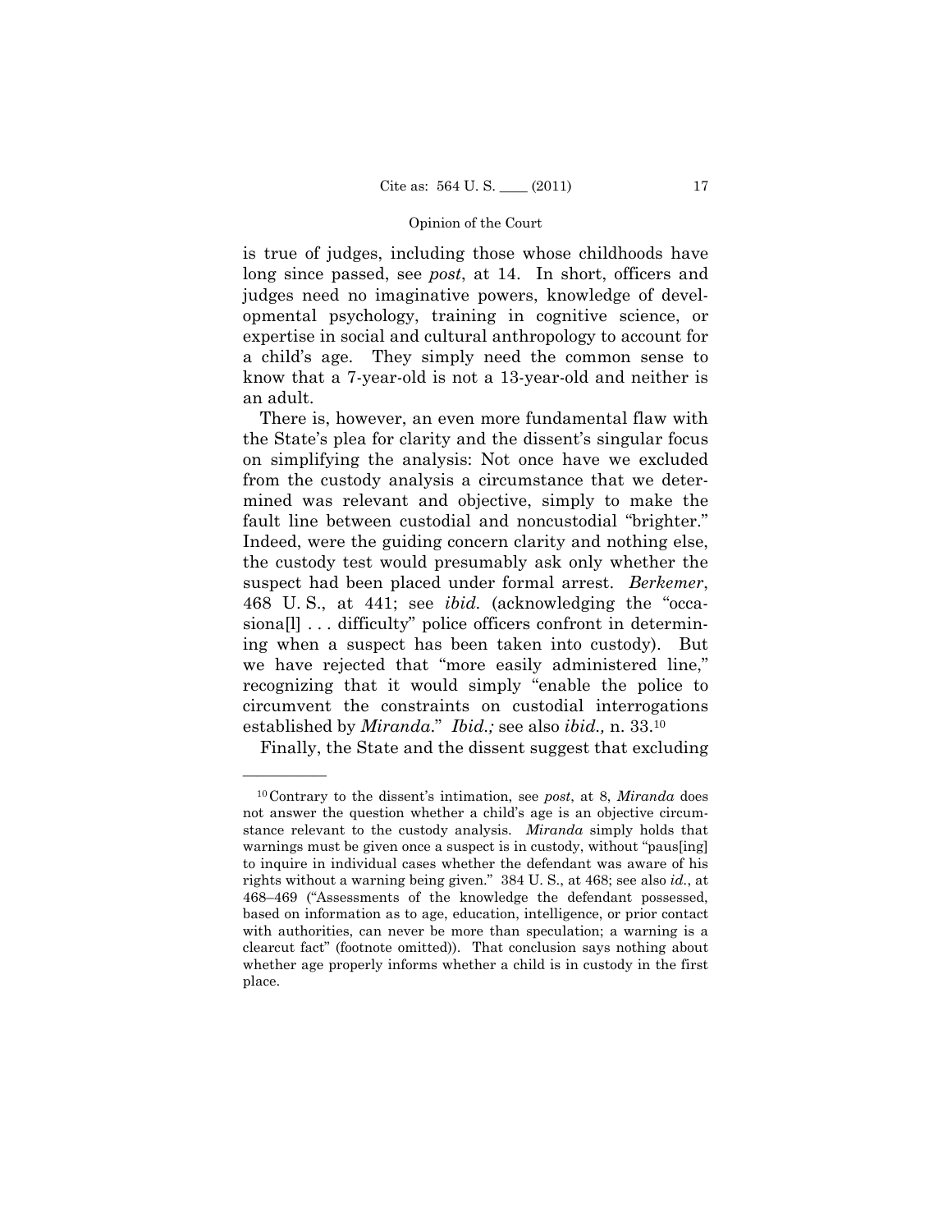is true of judges, including those whose childhoods have long since passed, see *post*, at 14. In short, officers and judges need no imaginative powers, knowledge of developmental psychology, training in cognitive science, or expertise in social and cultural anthropology to account for a child's age. They simply need the common sense to know that a 7-year-old is not a 13-year-old and neither is an adult.

There is, however, an even more fundamental flaw with the State's plea for clarity and the dissent's singular focus on simplifying the analysis: Not once have we excluded from the custody analysis a circumstance that we determined was relevant and objective, simply to make the fault line between custodial and noncustodial "brighter." Indeed, were the guiding concern clarity and nothing else, the custody test would presumably ask only whether the suspect had been placed under formal arrest. *Berkemer*, 468 U. S., at 441; see *ibid.* (acknowledging the "occasiona[l] . . . difficulty" police officers confront in determining when a suspect has been taken into custody). But we have rejected that "more easily administered line," recognizing that it would simply "enable the police to circumvent the constraints on custodial interrogations established by *Miranda*." *Ibid.;* see also *ibid.,* n. 33.[10]

Finally, the State and the dissent suggest that excluding

---

[10] Contrary to the dissent's intimation, see *post*, at 8, *Miranda* does not answer the question whether a child's age is an objective circumstance relevant to the custody analysis. *Miranda* simply holds that warnings must be given once a suspect is in custody, without "paus[ing] to inquire in individual cases whether the defendant was aware of his rights without a warning being given." 384 U. S., at 468; see also *id.*, at 468–469 ("Assessments of the knowledge the defendant possessed, based on information as to age, education, intelligence, or prior contact with authorities, can never be more than speculation; a warning is a clearcut fact" (footnote omitted)). That conclusion says nothing about whether age properly informs whether a child is in custody in the first place.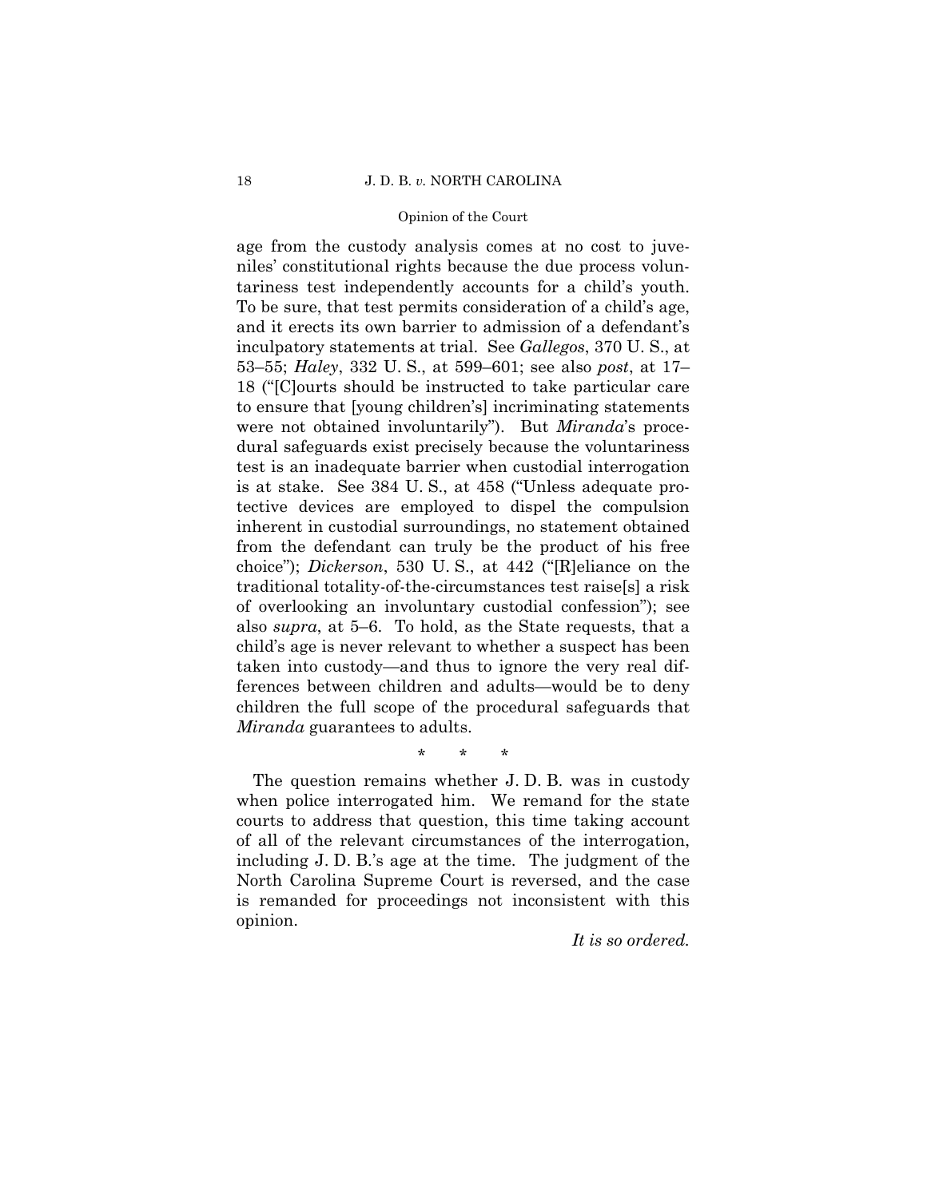age from the custody analysis comes at no cost to juveniles' constitutional rights because the due process voluntariness test independently accounts for a child's youth. To be sure, that test permits consideration of a child's age, and it erects its own barrier to admission of a defendant's inculpatory statements at trial. See *Gallegos*, 370 U. S., at 53–55; *Haley*, 332 U. S., at 599–601; see also *post*, at 17–18 ("[C]ourts should be instructed to take particular care to ensure that [young children's] incriminating statements were not obtained involuntarily"). But *Miranda*'s procedural safeguards exist precisely because the voluntariness test is an inadequate barrier when custodial interrogation is at stake. See 384 U. S., at 458 ("Unless adequate protective devices are employed to dispel the compulsion inherent in custodial surroundings, no statement obtained from the defendant can truly be the product of his free choice"); *Dickerson*, 530 U. S., at 442 ("[R]eliance on the traditional totality-of-the-circumstances test raise[s] a risk of overlooking an involuntary custodial confession"); see also *supra*, at 5–6. To hold, as the State requests, that a child's age is never relevant to whether a suspect has been taken into custody—and thus to ignore the very real differences between children and adults—would be to deny children the full scope of the procedural safeguards that *Miranda* guarantees to adults.

\* \* \*

The question remains whether J. D. B. was in custody when police interrogated him. We remand for the state courts to address that question, this time taking account of all of the relevant circumstances of the interrogation, including J. D. B.'s age at the time. The judgment of the North Carolina Supreme Court is reversed, and the case is remanded for proceedings not inconsistent with this opinion.

*It is so ordered.*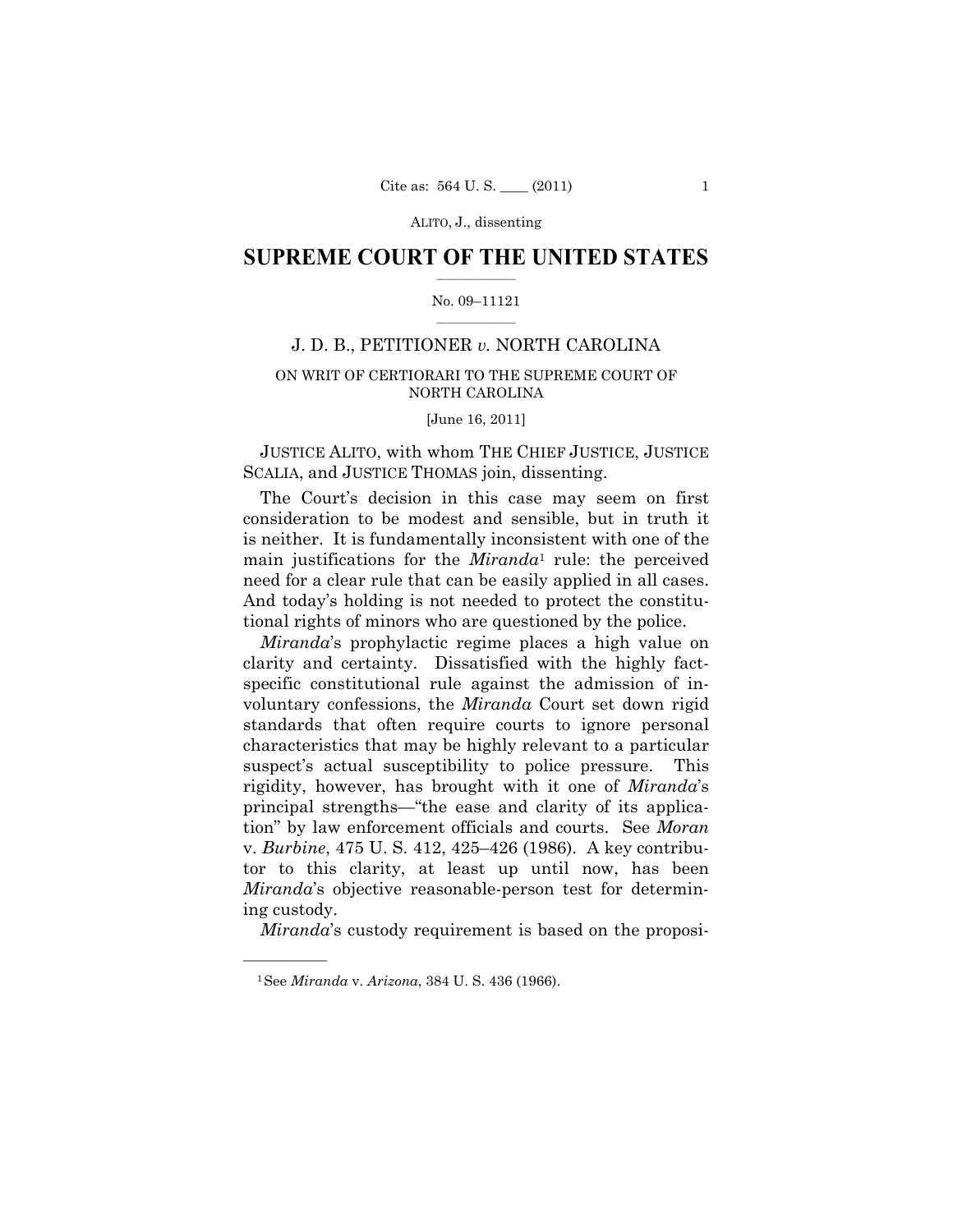# SUPREME COURT OF THE UNITED STATES

No. 09–11121

J. D. B., PETITIONER *v.* NORTH CAROLINA

ON WRIT OF CERTIORARI TO THE SUPREME COURT OF NORTH CAROLINA

[June 16, 2011]

JUSTICE ALITO, with whom THE CHIEF JUSTICE, JUSTICE SCALIA, and JUSTICE THOMAS join, dissenting.

The Court's decision in this case may seem on first consideration to be modest and sensible, but in truth it is neither. It is fundamentally inconsistent with one of the main justifications for the *Miranda*[1] rule: the perceived need for a clear rule that can be easily applied in all cases. And today's holding is not needed to protect the constitutional rights of minors who are questioned by the police.

*Miranda*'s prophylactic regime places a high value on clarity and certainty. Dissatisfied with the highly fact-specific constitutional rule against the admission of involuntary confessions, the *Miranda* Court set down rigid standards that often require courts to ignore personal characteristics that may be highly relevant to a particular suspect's actual susceptibility to police pressure. This rigidity, however, has brought with it one of *Miranda*'s principal strengths—"the ease and clarity of its application" by law enforcement officials and courts. See *Moran* v. *Burbine*, 475 U. S. 412, 425–426 (1986). A key contributor to this clarity, at least up until now, has been *Miranda*'s objective reasonable-person test for determining custody.

*Miranda*'s custody requirement is based on the proposi-

[1] See *Miranda* v. *Arizona*, 384 U. S. 436 (1966).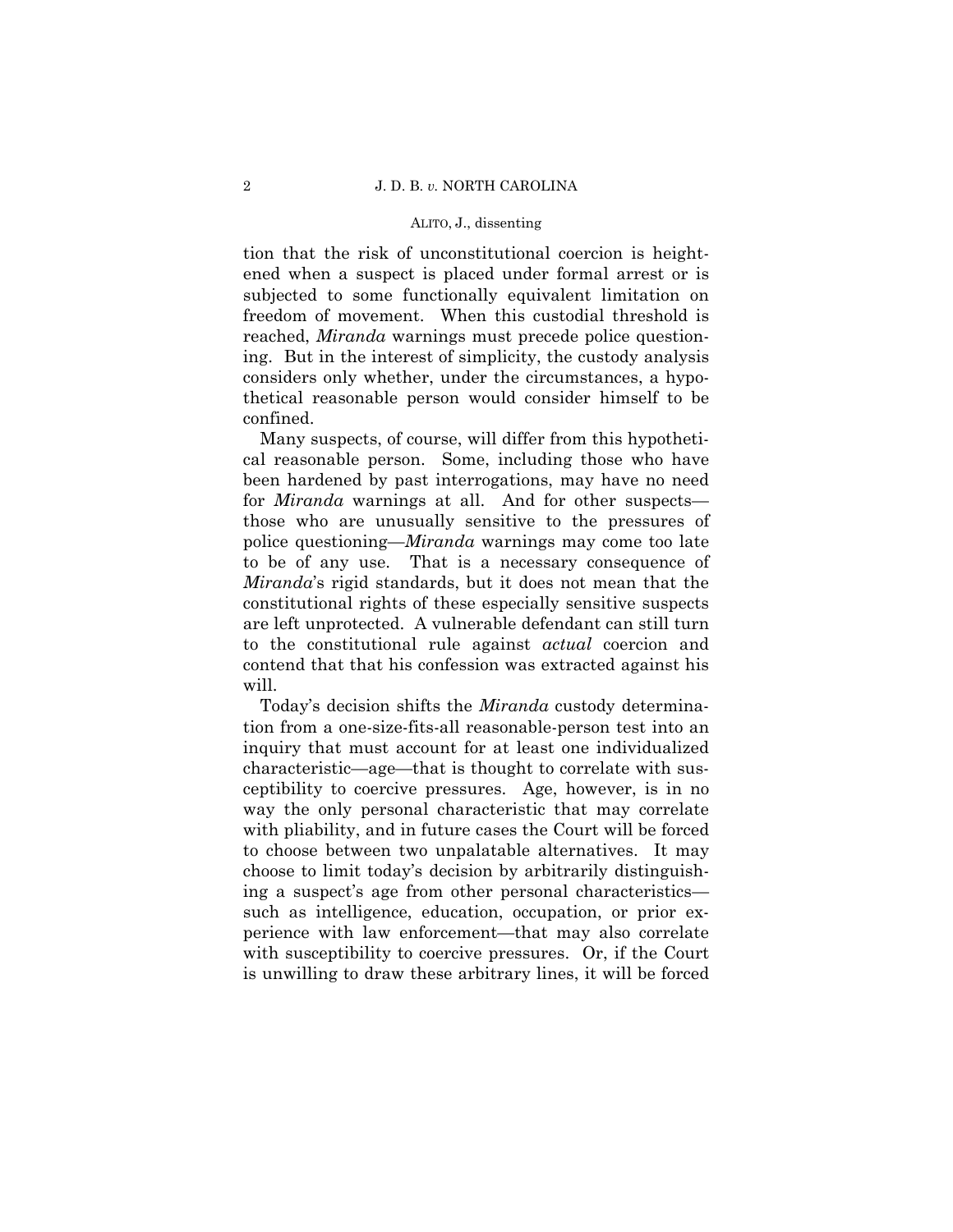tion that the risk of unconstitutional coercion is heightened when a suspect is placed under formal arrest or is subjected to some functionally equivalent limitation on freedom of movement. When this custodial threshold is reached, *Miranda* warnings must precede police questioning. But in the interest of simplicity, the custody analysis considers only whether, under the circumstances, a hypothetical reasonable person would consider himself to be confined.

Many suspects, of course, will differ from this hypothetical reasonable person. Some, including those who have been hardened by past interrogations, may have no need for *Miranda* warnings at all. And for other suspects—those who are unusually sensitive to the pressures of police questioning—*Miranda* warnings may come too late to be of any use. That is a necessary consequence of *Miranda*'s rigid standards, but it does not mean that the constitutional rights of these especially sensitive suspects are left unprotected. A vulnerable defendant can still turn to the constitutional rule against *actual* coercion and contend that that his confession was extracted against his will.

Today's decision shifts the *Miranda* custody determination from a one-size-fits-all reasonable-person test into an inquiry that must account for at least one individualized characteristic—age—that is thought to correlate with susceptibility to coercive pressures. Age, however, is in no way the only personal characteristic that may correlate with pliability, and in future cases the Court will be forced to choose between two unpalatable alternatives. It may choose to limit today's decision by arbitrarily distinguishing a suspect's age from other personal characteristics—such as intelligence, education, occupation, or prior experience with law enforcement—that may also correlate with susceptibility to coercive pressures. Or, if the Court is unwilling to draw these arbitrary lines, it will be forced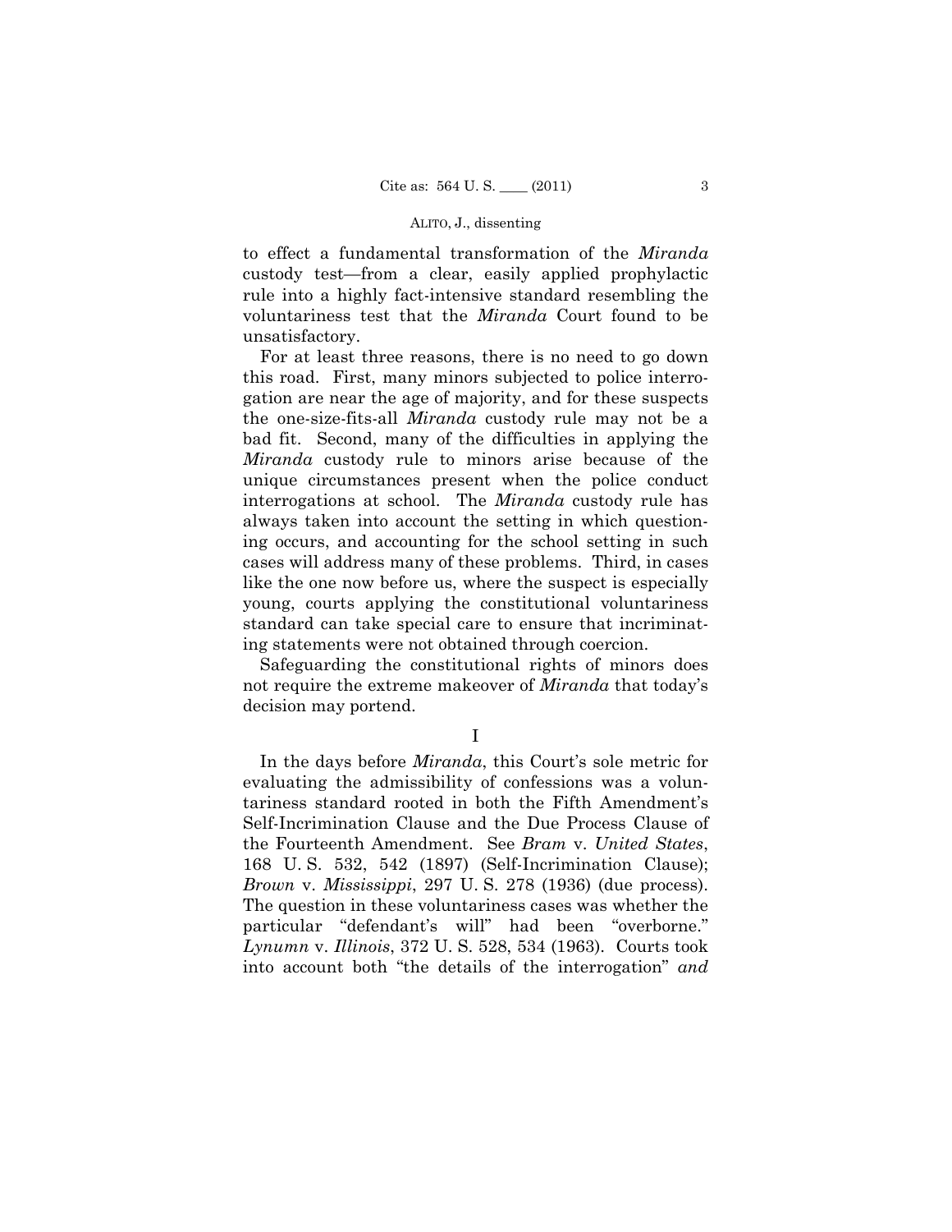to effect a fundamental transformation of the *Miranda* custody test—from a clear, easily applied prophylactic rule into a highly fact-intensive standard resembling the voluntariness test that the *Miranda* Court found to be unsatisfactory.

For at least three reasons, there is no need to go down this road. First, many minors subjected to police interrogation are near the age of majority, and for these suspects the one-size-fits-all *Miranda* custody rule may not be a bad fit. Second, many of the difficulties in applying the *Miranda* custody rule to minors arise because of the unique circumstances present when the police conduct interrogations at school. The *Miranda* custody rule has always taken into account the setting in which questioning occurs, and accounting for the school setting in such cases will address many of these problems. Third, in cases like the one now before us, where the suspect is especially young, courts applying the constitutional voluntariness standard can take special care to ensure that incriminating statements were not obtained through coercion.

Safeguarding the constitutional rights of minors does not require the extreme makeover of *Miranda* that today's decision may portend.

I

In the days before *Miranda*, this Court's sole metric for evaluating the admissibility of confessions was a voluntariness standard rooted in both the Fifth Amendment's Self-Incrimination Clause and the Due Process Clause of the Fourteenth Amendment. See *Bram* v. *United States*, 168 U. S. 532, 542 (1897) (Self-Incrimination Clause); *Brown* v. *Mississippi*, 297 U. S. 278 (1936) (due process). The question in these voluntariness cases was whether the particular "defendant's will" had been "overborne." *Lynumn* v. *Illinois*, 372 U. S. 528, 534 (1963). Courts took into account both "the details of the interrogation" *and*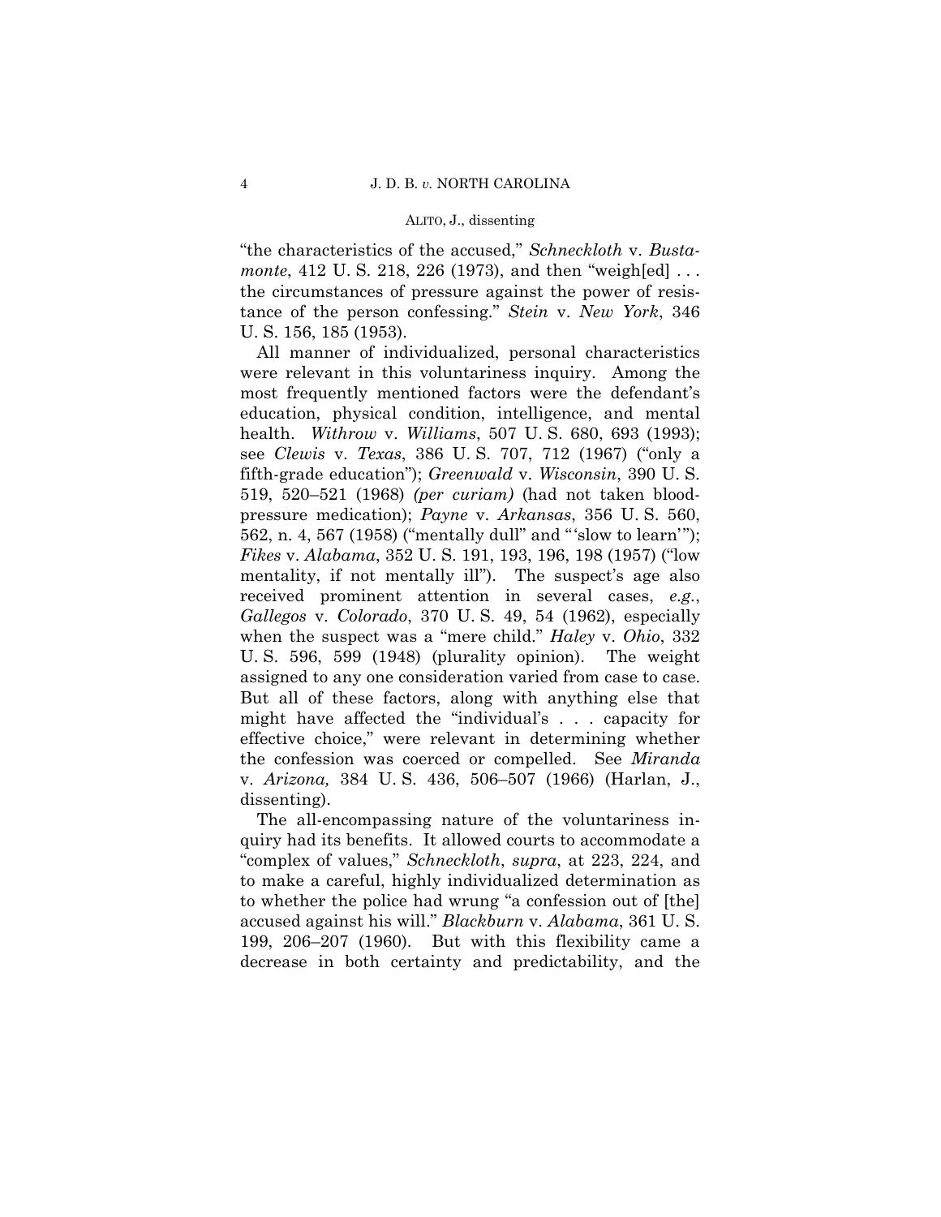"the characteristics of the accused," *Schneckloth* v. *Bustamonte*, 412 U. S. 218, 226 (1973), and then "weigh[ed] . . . the circumstances of pressure against the power of resistance of the person confessing." *Stein* v. *New York*, 346 U. S. 156, 185 (1953).

All manner of individualized, personal characteristics were relevant in this voluntariness inquiry. Among the most frequently mentioned factors were the defendant's education, physical condition, intelligence, and mental health. *Withrow* v. *Williams*, 507 U. S. 680, 693 (1993); see *Clewis* v. *Texas*, 386 U. S. 707, 712 (1967) ("only a fifth-grade education"); *Greenwald* v. *Wisconsin*, 390 U. S. 519, 520–521 (1968) *(per curiam)* (had not taken blood-pressure medication); *Payne* v. *Arkansas*, 356 U. S. 560, 562, n. 4, 567 (1958) ("mentally dull" and "'slow to learn'"); *Fikes* v. *Alabama*, 352 U. S. 191, 193, 196, 198 (1957) ("low mentality, if not mentally ill"). The suspect's age also received prominent attention in several cases, *e.g.*, *Gallegos* v. *Colorado*, 370 U. S. 49, 54 (1962), especially when the suspect was a "mere child." *Haley* v. *Ohio*, 332 U. S. 596, 599 (1948) (plurality opinion). The weight assigned to any one consideration varied from case to case. But all of these factors, along with anything else that might have affected the "individual's . . . capacity for effective choice," were relevant in determining whether the confession was coerced or compelled. See *Miranda* v. *Arizona,* 384 U. S. 436, 506–507 (1966) (Harlan, J., dissenting).

The all-encompassing nature of the voluntariness inquiry had its benefits. It allowed courts to accommodate a "complex of values," *Schneckloth*, *supra*, at 223, 224, and to make a careful, highly individualized determination as to whether the police had wrung "a confession out of [the] accused against his will." *Blackburn* v. *Alabama*, 361 U. S. 199, 206–207 (1960). But with this flexibility came a decrease in both certainty and predictability, and the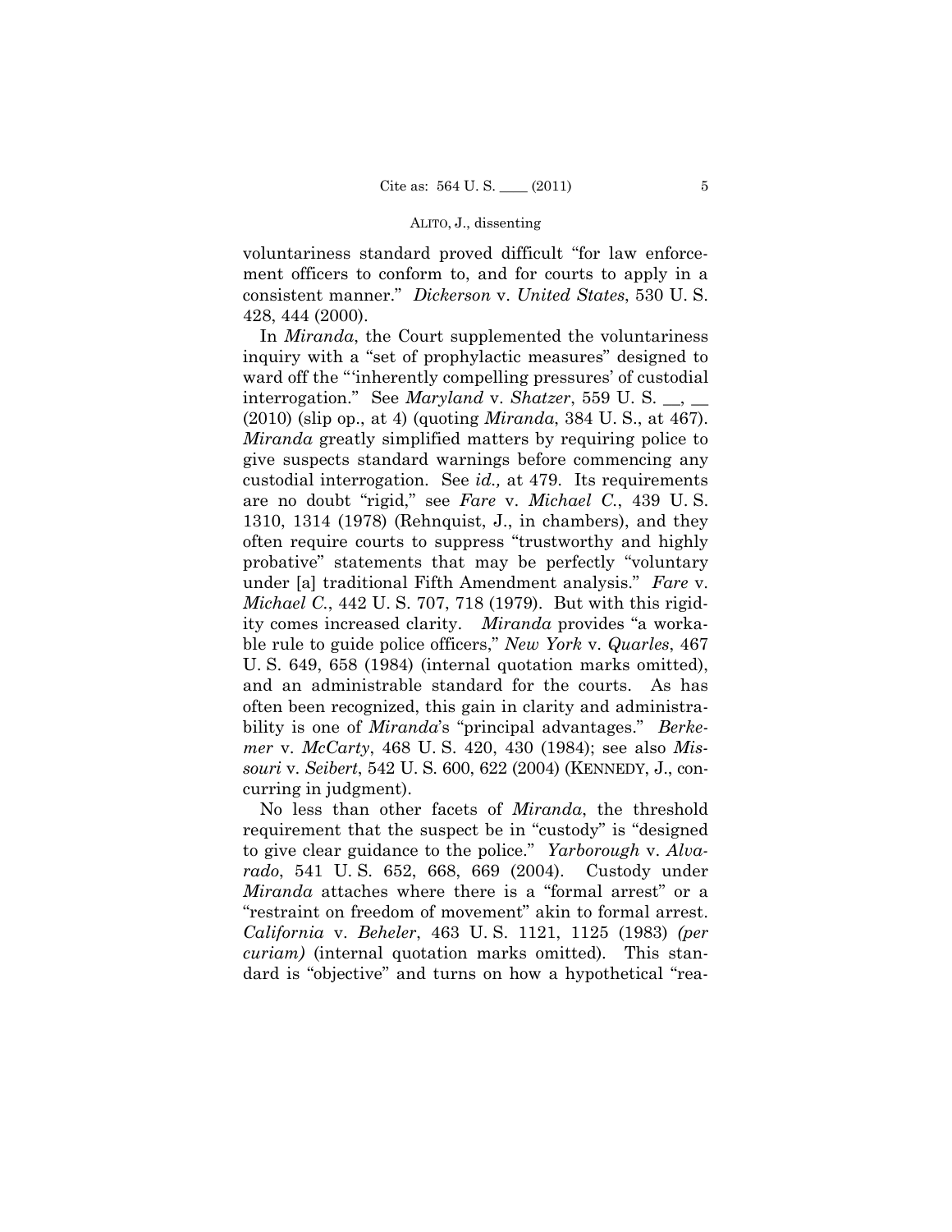voluntariness standard proved difficult "for law enforcement officers to conform to, and for courts to apply in a consistent manner." *Dickerson* v. *United States*, 530 U. S. 428, 444 (2000).

In *Miranda*, the Court supplemented the voluntariness inquiry with a "set of prophylactic measures" designed to ward off the "'inherently compelling pressures' of custodial interrogation." See *Maryland* v. *Shatzer*, 559 U. S. \_\_, \_\_ (2010) (slip op., at 4) (quoting *Miranda*, 384 U. S., at 467). *Miranda* greatly simplified matters by requiring police to give suspects standard warnings before commencing any custodial interrogation. See *id.,* at 479. Its requirements are no doubt "rigid," see *Fare* v. *Michael C.*, 439 U. S. 1310, 1314 (1978) (Rehnquist, J., in chambers), and they often require courts to suppress "trustworthy and highly probative" statements that may be perfectly "voluntary under [a] traditional Fifth Amendment analysis." *Fare* v. *Michael C.*, 442 U. S. 707, 718 (1979). But with this rigidity comes increased clarity. *Miranda* provides "a workable rule to guide police officers," *New York* v. *Quarles*, 467 U. S. 649, 658 (1984) (internal quotation marks omitted), and an administrable standard for the courts. As has often been recognized, this gain in clarity and administrability is one of *Miranda*'s "principal advantages." *Berkemer* v. *McCarty*, 468 U. S. 420, 430 (1984); see also *Missouri* v. *Seibert*, 542 U. S. 600, 622 (2004) (KENNEDY, J., concurring in judgment).

No less than other facets of *Miranda*, the threshold requirement that the suspect be in "custody" is "designed to give clear guidance to the police." *Yarborough* v. *Alvarado*, 541 U. S. 652, 668, 669 (2004). Custody under *Miranda* attaches where there is a "formal arrest" or a "restraint on freedom of movement" akin to formal arrest. *California* v. *Beheler*, 463 U. S. 1121, 1125 (1983) *(per curiam)* (internal quotation marks omitted). This standard is "objective" and turns on how a hypothetical "rea-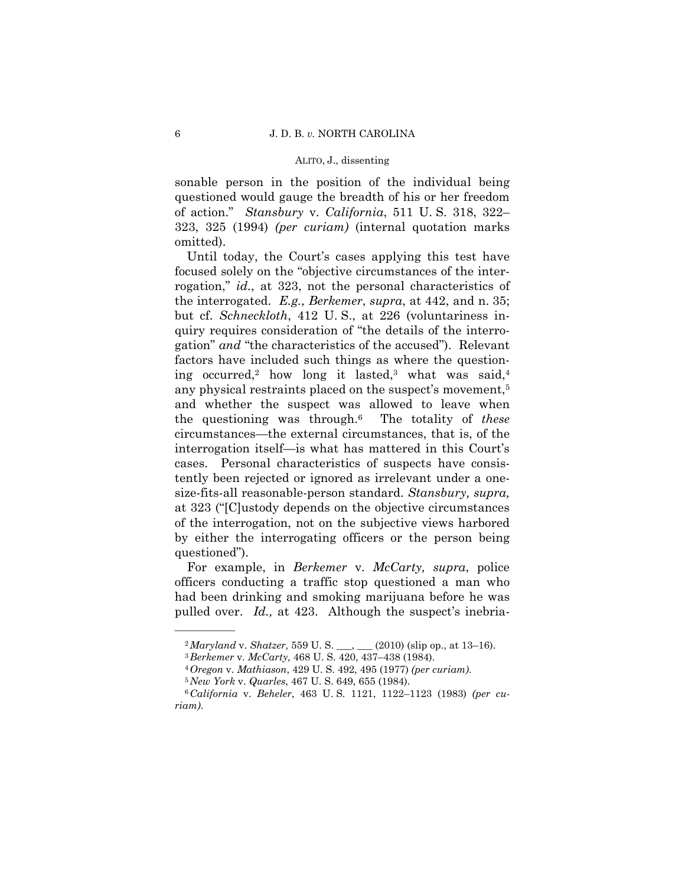sonable person in the position of the individual being questioned would gauge the breadth of his or her freedom of action." *Stansbury* v. *California*, 511 U. S. 318, 322–323, 325 (1994) *(per curiam)* (internal quotation marks omitted).

Until today, the Court's cases applying this test have focused solely on the "objective circumstances of the interrogation," *id.*, at 323, not the personal characteristics of the interrogated. *E.g.*, *Berkemer*, *supra*, at 442, and n. 35; but cf. *Schneckloth*, 412 U. S., at 226 (voluntariness inquiry requires consideration of "the details of the interrogation" *and* "the characteristics of the accused"). Relevant factors have included such things as where the questioning occurred,[2] how long it lasted,[3] what was said,[4] any physical restraints placed on the suspect's movement,[5] and whether the suspect was allowed to leave when the questioning was through.[6] The totality of *these* circumstances—the external circumstances, that is, of the interrogation itself—is what has mattered in this Court's cases. Personal characteristics of suspects have consistently been rejected or ignored as irrelevant under a one-size-fits-all reasonable-person standard. *Stansbury, supra,* at 323 ("[C]ustody depends on the objective circumstances of the interrogation, not on the subjective views harbored by either the interrogating officers or the person being questioned").

For example, in *Berkemer* v. *McCarty, supra*, police officers conducting a traffic stop questioned a man who had been drinking and smoking marijuana before he was pulled over. *Id.,* at 423. Although the suspect's inebria-

---

[2] *Maryland* v. *Shatzer,* 559 U. S. ___, ___ (2010) (slip op., at 13–16).

[3] *Berkemer* v. *McCarty,* 468 U. S. 420, 437–438 (1984).

[4] *Oregon* v. *Mathiason*, 429 U. S. 492, 495 (1977) *(per curiam).*

[5] *New York* v. *Quarles*, 467 U. S. 649, 655 (1984).

[6] *California* v. *Beheler*, 463 U. S. 1121, 1122–1123 (1983) *(per curiam).*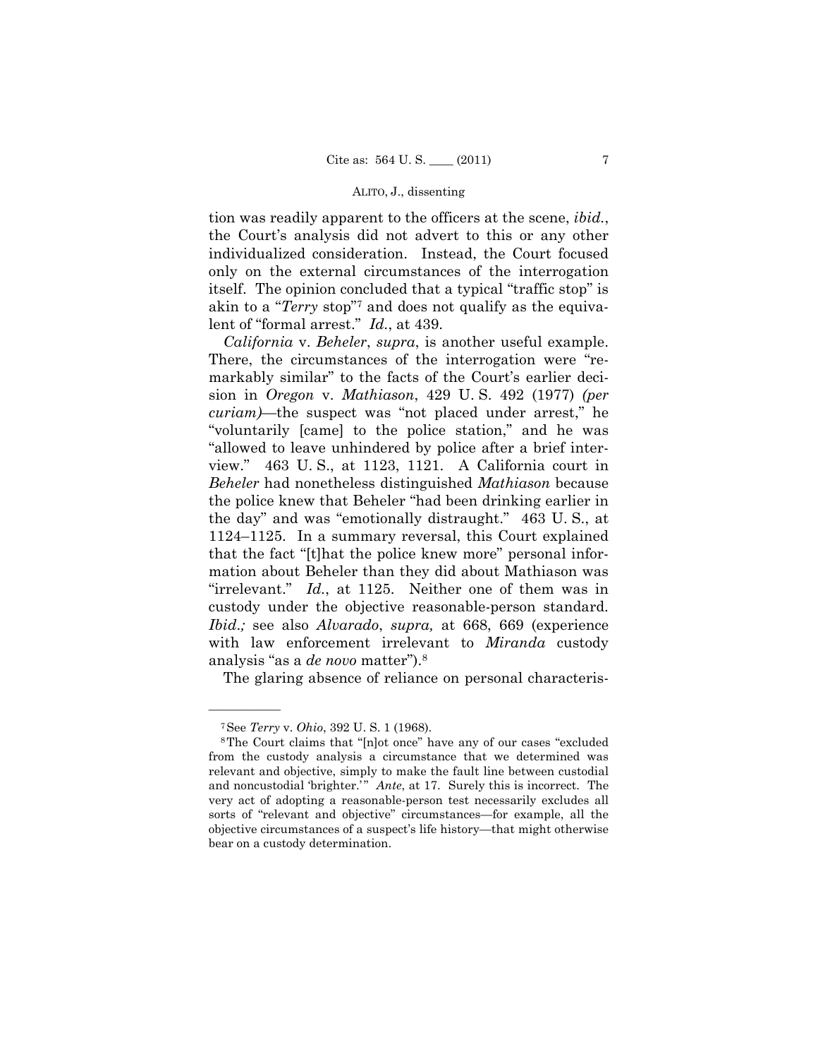tion was readily apparent to the officers at the scene, *ibid.*, the Court's analysis did not advert to this or any other individualized consideration. Instead, the Court focused only on the external circumstances of the interrogation itself. The opinion concluded that a typical "traffic stop" is akin to a "*Terry* stop"[7] and does not qualify as the equivalent of "formal arrest." *Id.*, at 439.

*California* v. *Beheler*, *supra*, is another useful example. There, the circumstances of the interrogation were "remarkably similar" to the facts of the Court's earlier decision in *Oregon* v. *Mathiason*, 429 U. S. 492 (1977) *(per curiam)*—the suspect was "not placed under arrest," he "voluntarily [came] to the police station," and he was "allowed to leave unhindered by police after a brief interview." 463 U. S., at 1123, 1121. A California court in *Beheler* had nonetheless distinguished *Mathiason* because the police knew that Beheler "had been drinking earlier in the day" and was "emotionally distraught." 463 U. S., at 1124–1125. In a summary reversal, this Court explained that the fact "[t]hat the police knew more" personal information about Beheler than they did about Mathiason was "irrelevant." *Id.*, at 1125. Neither one of them was in custody under the objective reasonable-person standard. *Ibid.;* see also *Alvarado*, *supra,* at 668, 669 (experience with law enforcement irrelevant to *Miranda* custody analysis "as a *de novo* matter").[8]

The glaring absence of reliance on personal characteris-

---

[7] See *Terry* v. *Ohio*, 392 U. S. 1 (1968).

[8] The Court claims that "[n]ot once" have any of our cases "excluded from the custody analysis a circumstance that we determined was relevant and objective, simply to make the fault line between custodial and noncustodial 'brighter.'" *Ante*, at 17. Surely this is incorrect. The very act of adopting a reasonable-person test necessarily excludes all sorts of "relevant and objective" circumstances—for example, all the objective circumstances of a suspect's life history—that might otherwise bear on a custody determination.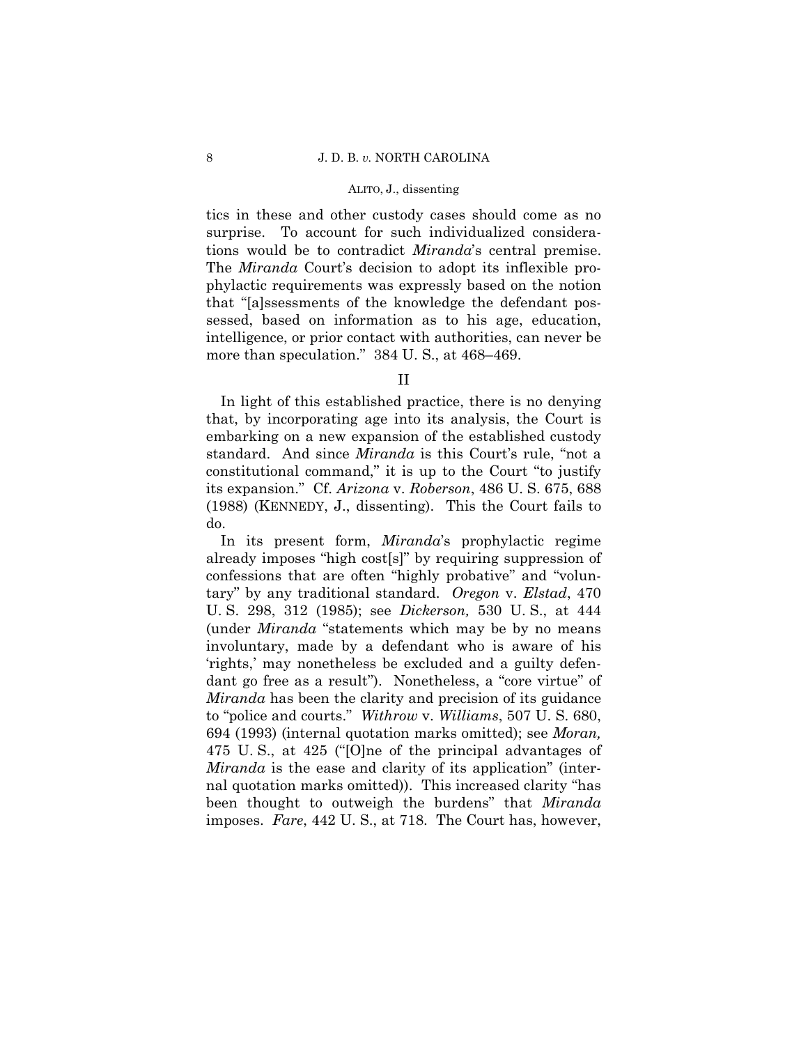tics in these and other custody cases should come as no surprise. To account for such individualized considerations would be to contradict *Miranda*'s central premise. The *Miranda* Court's decision to adopt its inflexible prophylactic requirements was expressly based on the notion that "[a]ssessments of the knowledge the defendant possessed, based on information as to his age, education, intelligence, or prior contact with authorities, can never be more than speculation." 384 U. S., at 468–469.

## II

In light of this established practice, there is no denying that, by incorporating age into its analysis, the Court is embarking on a new expansion of the established custody standard. And since *Miranda* is this Court's rule, "not a constitutional command," it is up to the Court "to justify its expansion." Cf. *Arizona* v. *Roberson*, 486 U. S. 675, 688 (1988) (KENNEDY, J., dissenting). This the Court fails to do.

In its present form, *Miranda*'s prophylactic regime already imposes "high cost[s]" by requiring suppression of confessions that are often "highly probative" and "voluntary" by any traditional standard. *Oregon* v. *Elstad*, 470 U. S. 298, 312 (1985); see *Dickerson,* 530 U. S., at 444 (under *Miranda* "statements which may be by no means involuntary, made by a defendant who is aware of his 'rights,' may nonetheless be excluded and a guilty defendant go free as a result"). Nonetheless, a "core virtue" of *Miranda* has been the clarity and precision of its guidance to "police and courts." *Withrow* v. *Williams*, 507 U. S. 680, 694 (1993) (internal quotation marks omitted); see *Moran,* 475 U. S., at 425 ("[O]ne of the principal advantages of *Miranda* is the ease and clarity of its application" (internal quotation marks omitted)). This increased clarity "has been thought to outweigh the burdens" that *Miranda* imposes. *Fare*, 442 U. S., at 718. The Court has, however,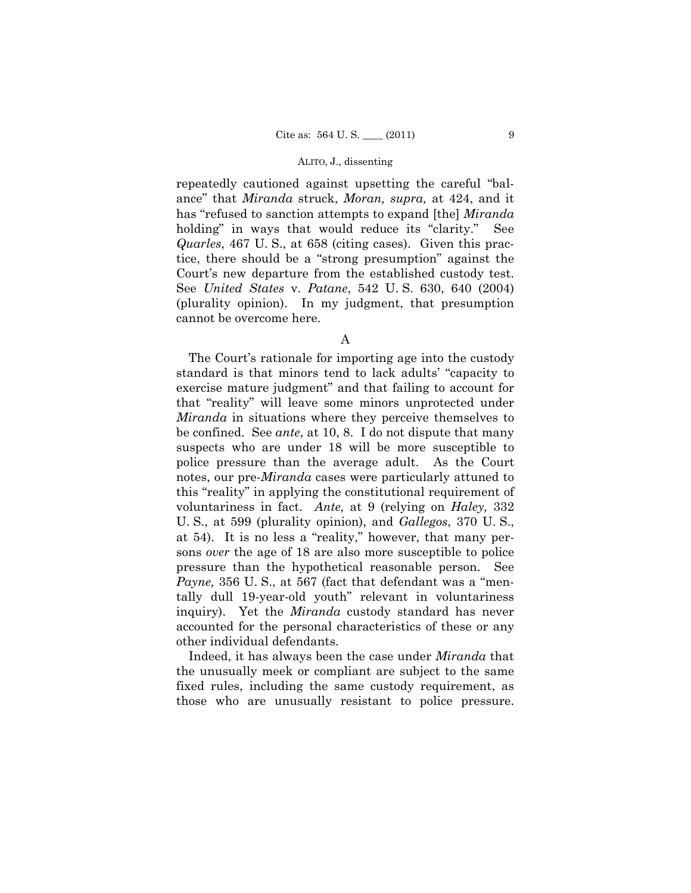repeatedly cautioned against upsetting the careful "balance" that *Miranda* struck, *Moran, supra,* at 424, and it has "refused to sanction attempts to expand [the] *Miranda* holding" in ways that would reduce its "clarity." See *Quarles*, 467 U. S., at 658 (citing cases). Given this practice, there should be a "strong presumption" against the Court's new departure from the established custody test. See *United States* v. *Patane*, 542 U. S. 630, 640 (2004) (plurality opinion). In my judgment, that presumption cannot be overcome here.

A

The Court's rationale for importing age into the custody standard is that minors tend to lack adults' "capacity to exercise mature judgment" and that failing to account for that "reality" will leave some minors unprotected under *Miranda* in situations where they perceive themselves to be confined. See *ante*, at 10, 8. I do not dispute that many suspects who are under 18 will be more susceptible to police pressure than the average adult. As the Court notes, our pre-*Miranda* cases were particularly attuned to this "reality" in applying the constitutional requirement of voluntariness in fact. *Ante,* at 9 (relying on *Haley,* 332 U. S., at 599 (plurality opinion), and *Gallegos*, 370 U. S., at 54). It is no less a "reality," however, that many persons *over* the age of 18 are also more susceptible to police pressure than the hypothetical reasonable person. See *Payne,* 356 U. S., at 567 (fact that defendant was a "mentally dull 19-year-old youth" relevant in voluntariness inquiry). Yet the *Miranda* custody standard has never accounted for the personal characteristics of these or any other individual defendants.

Indeed, it has always been the case under *Miranda* that the unusually meek or compliant are subject to the same fixed rules, including the same custody requirement, as those who are unusually resistant to police pressure.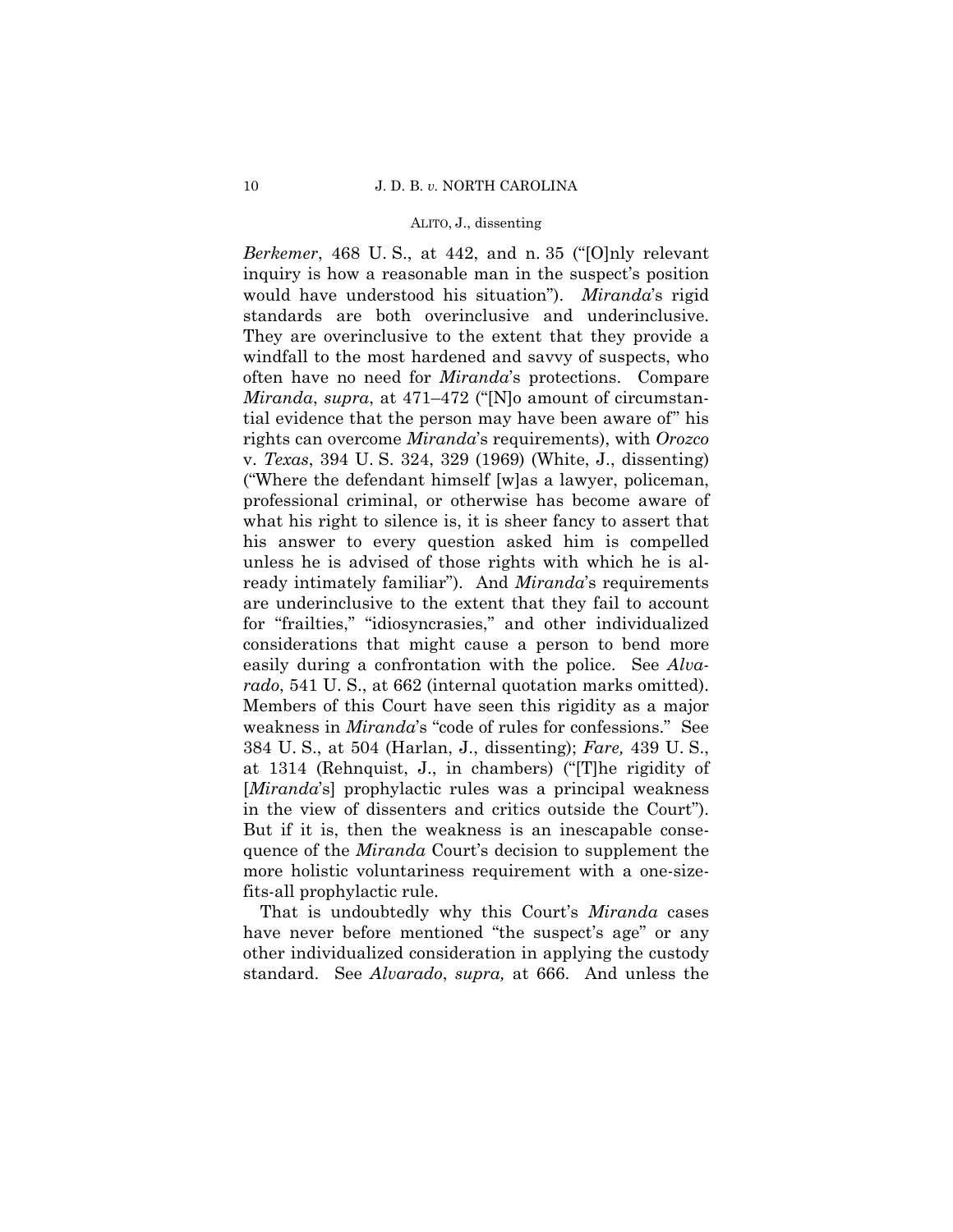*Berkemer*, 468 U. S., at 442, and n. 35 ("[O]nly relevant inquiry is how a reasonable man in the suspect's position would have understood his situation"). *Miranda*'s rigid standards are both overinclusive and underinclusive. They are overinclusive to the extent that they provide a windfall to the most hardened and savvy of suspects, who often have no need for *Miranda*'s protections. Compare *Miranda*, *supra*, at 471–472 ("[N]o amount of circumstantial evidence that the person may have been aware of" his rights can overcome *Miranda*'s requirements), with *Orozco* v. *Texas*, 394 U. S. 324, 329 (1969) (White, J., dissenting) ("Where the defendant himself [w]as a lawyer, policeman, professional criminal, or otherwise has become aware of what his right to silence is, it is sheer fancy to assert that his answer to every question asked him is compelled unless he is advised of those rights with which he is already intimately familiar"). And *Miranda*'s requirements are underinclusive to the extent that they fail to account for "frailties," "idiosyncrasies," and other individualized considerations that might cause a person to bend more easily during a confrontation with the police. See *Alvarado*, 541 U. S., at 662 (internal quotation marks omitted). Members of this Court have seen this rigidity as a major weakness in *Miranda*'s "code of rules for confessions." See 384 U. S., at 504 (Harlan, J., dissenting); *Fare,* 439 U. S., at 1314 (Rehnquist, J., in chambers) ("[T]he rigidity of [*Miranda*'s] prophylactic rules was a principal weakness in the view of dissenters and critics outside the Court"). But if it is, then the weakness is an inescapable consequence of the *Miranda* Court's decision to supplement the more holistic voluntariness requirement with a one-size-fits-all prophylactic rule.

That is undoubtedly why this Court's *Miranda* cases have never before mentioned "the suspect's age" or any other individualized consideration in applying the custody standard. See *Alvarado*, *supra,* at 666. And unless the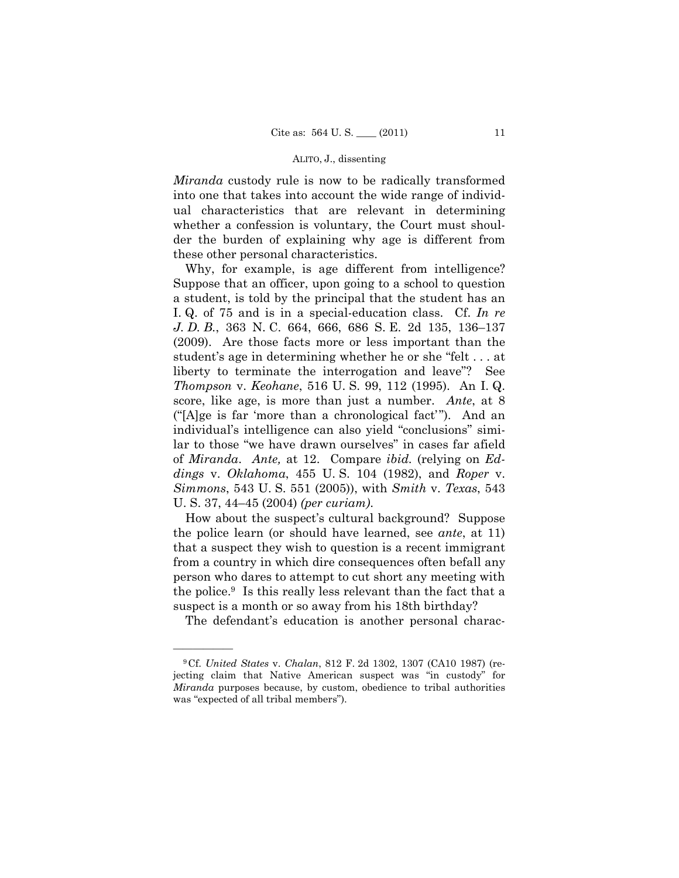*Miranda* custody rule is now to be radically transformed into one that takes into account the wide range of individual characteristics that are relevant in determining whether a confession is voluntary, the Court must shoulder the burden of explaining why age is different from these other personal characteristics.

Why, for example, is age different from intelligence? Suppose that an officer, upon going to a school to question a student, is told by the principal that the student has an I. Q. of 75 and is in a special-education class. Cf. *In re J. D. B.*, 363 N. C. 664, 666, 686 S. E. 2d 135, 136–137 (2009). Are those facts more or less important than the student's age in determining whether he or she "felt . . . at liberty to terminate the interrogation and leave"? See *Thompson* v. *Keohane*, 516 U. S. 99, 112 (1995). An I. Q. score, like age, is more than just a number. *Ante*, at 8 ("[A]ge is far 'more than a chronological fact'"). And an individual's intelligence can also yield "conclusions" similar to those "we have drawn ourselves" in cases far afield of *Miranda*. *Ante,* at 12. Compare *ibid.* (relying on *Eddings* v. *Oklahoma*, 455 U. S. 104 (1982), and *Roper* v. *Simmons*, 543 U. S. 551 (2005)), with *Smith* v. *Texas*, 543 U. S. 37, 44–45 (2004) *(per curiam)*.

How about the suspect's cultural background? Suppose the police learn (or should have learned, see *ante*, at 11) that a suspect they wish to question is a recent immigrant from a country in which dire consequences often befall any person who dares to attempt to cut short any meeting with the police.[9] Is this really less relevant than the fact that a suspect is a month or so away from his 18th birthday?

The defendant's education is another personal charac-

---

[9] Cf. *United States* v. *Chalan*, 812 F. 2d 1302, 1307 (CA10 1987) (rejecting claim that Native American suspect was "in custody" for *Miranda* purposes because, by custom, obedience to tribal authorities was "expected of all tribal members").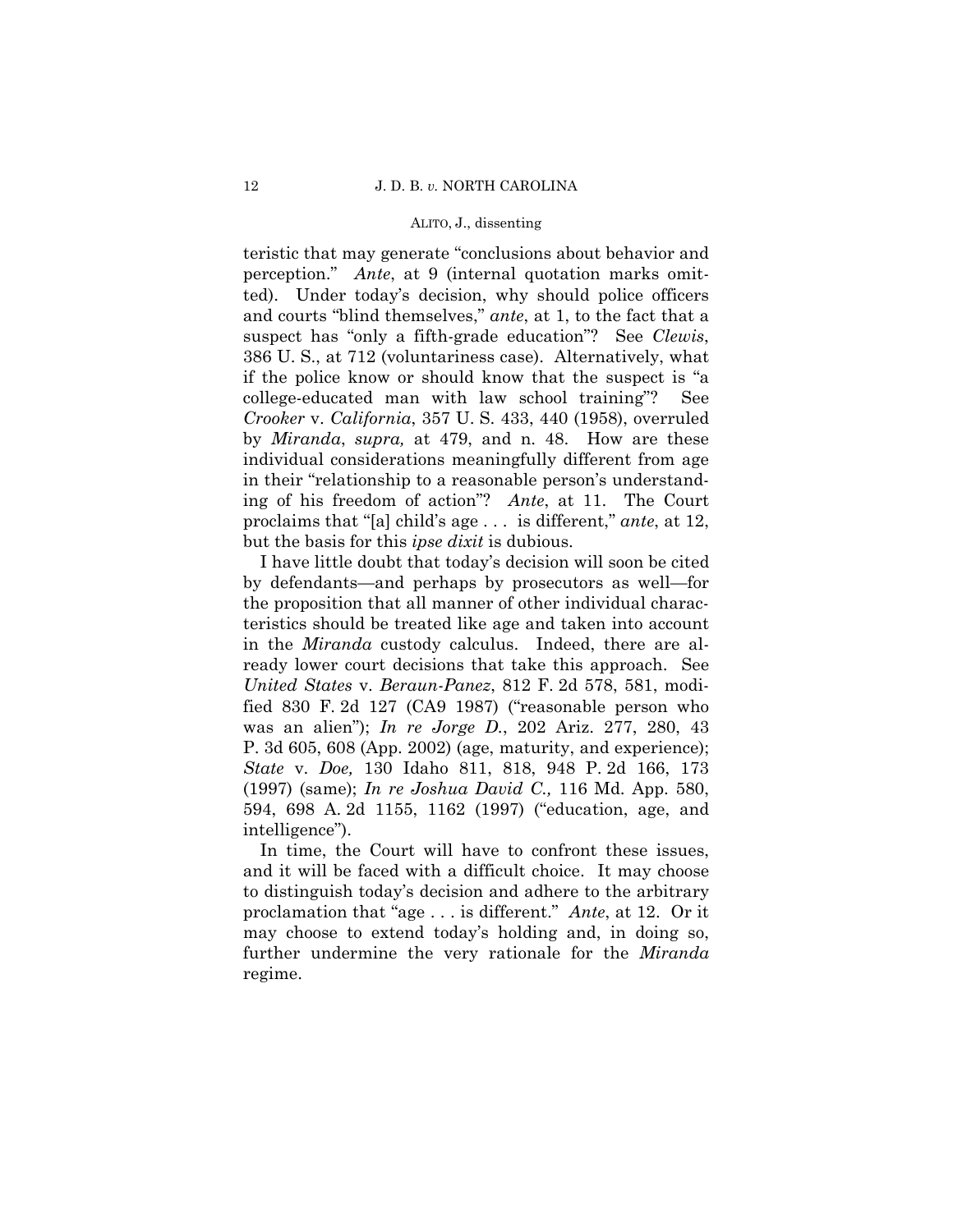teristic that may generate "conclusions about behavior and perception." *Ante*, at 9 (internal quotation marks omitted). Under today's decision, why should police officers and courts "blind themselves," *ante*, at 1, to the fact that a suspect has "only a fifth-grade education"? See *Clewis*, 386 U. S., at 712 (voluntariness case). Alternatively, what if the police know or should know that the suspect is "a college-educated man with law school training"? See *Crooker* v. *California*, 357 U. S. 433, 440 (1958), overruled by *Miranda*, *supra,* at 479, and n. 48. How are these individual considerations meaningfully different from age in their "relationship to a reasonable person's understanding of his freedom of action"? *Ante*, at 11. The Court proclaims that "[a] child's age . . . is different," *ante*, at 12, but the basis for this *ipse dixit* is dubious.

I have little doubt that today's decision will soon be cited by defendants—and perhaps by prosecutors as well—for the proposition that all manner of other individual characteristics should be treated like age and taken into account in the *Miranda* custody calculus. Indeed, there are already lower court decisions that take this approach. See *United States* v. *Beraun-Panez*, 812 F. 2d 578, 581, modified 830 F. 2d 127 (CA9 1987) ("reasonable person who was an alien"); *In re Jorge D.*, 202 Ariz. 277, 280, 43 P. 3d 605, 608 (App. 2002) (age, maturity, and experience); *State* v. *Doe,* 130 Idaho 811, 818, 948 P. 2d 166, 173 (1997) (same); *In re Joshua David C.,* 116 Md. App. 580, 594, 698 A. 2d 1155, 1162 (1997) ("education, age, and intelligence").

In time, the Court will have to confront these issues, and it will be faced with a difficult choice. It may choose to distinguish today's decision and adhere to the arbitrary proclamation that "age . . . is different." *Ante*, at 12. Or it may choose to extend today's holding and, in doing so, further undermine the very rationale for the *Miranda* regime.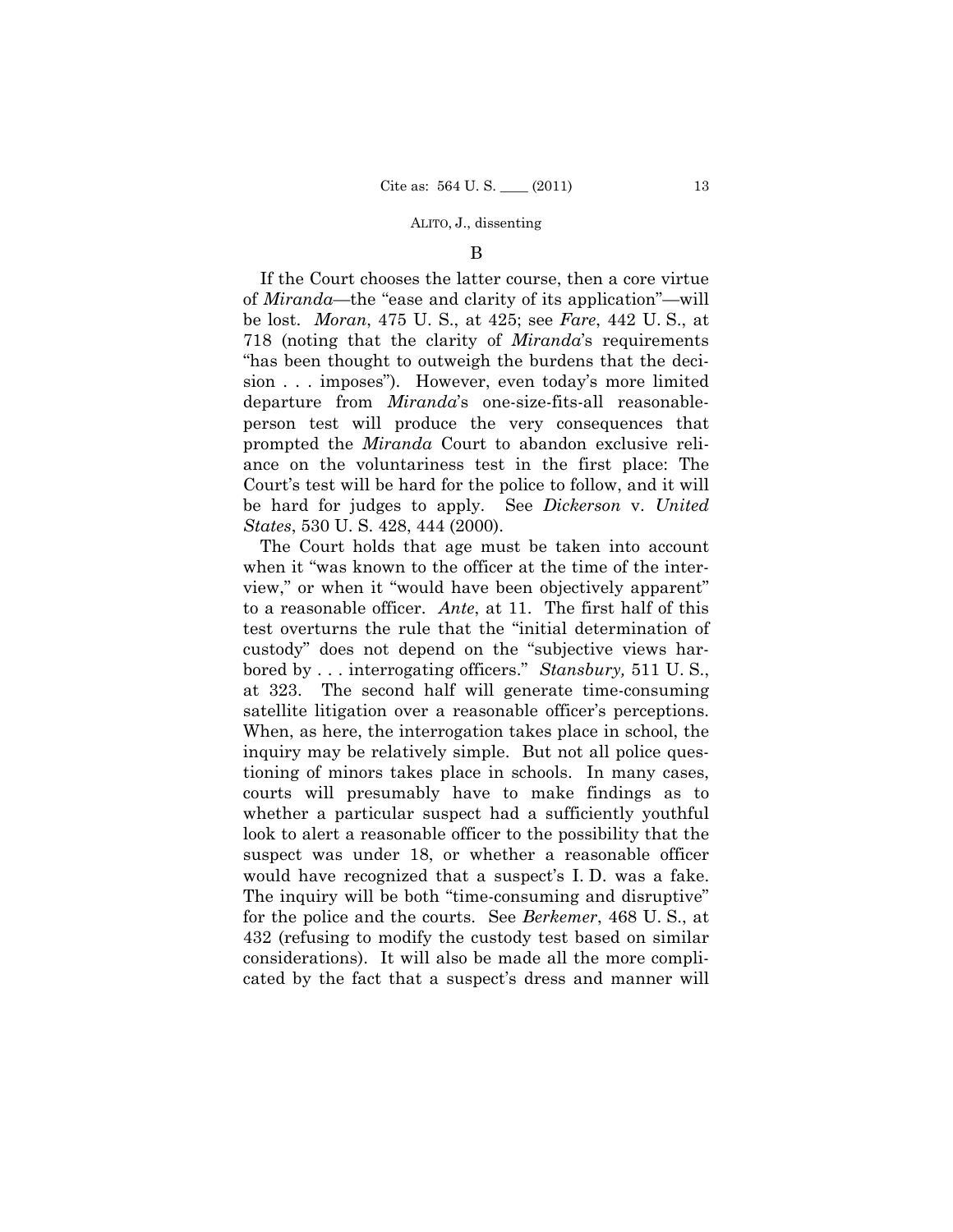### B

If the Court chooses the latter course, then a core virtue of *Miranda*—the "ease and clarity of its application"—will be lost. *Moran*, 475 U. S., at 425; see *Fare*, 442 U. S., at 718 (noting that the clarity of *Miranda*'s requirements "has been thought to outweigh the burdens that the decision . . . imposes"). However, even today's more limited departure from *Miranda*'s one-size-fits-all reasonable-person test will produce the very consequences that prompted the *Miranda* Court to abandon exclusive reliance on the voluntariness test in the first place: The Court's test will be hard for the police to follow, and it will be hard for judges to apply. See *Dickerson* v. *United States*, 530 U. S. 428, 444 (2000).

The Court holds that age must be taken into account when it "was known to the officer at the time of the interview," or when it "would have been objectively apparent" to a reasonable officer. *Ante*, at 11. The first half of this test overturns the rule that the "initial determination of custody" does not depend on the "subjective views harbored by . . . interrogating officers." *Stansbury,* 511 U. S., at 323. The second half will generate time-consuming satellite litigation over a reasonable officer's perceptions. When, as here, the interrogation takes place in school, the inquiry may be relatively simple. But not all police questioning of minors takes place in schools. In many cases, courts will presumably have to make findings as to whether a particular suspect had a sufficiently youthful look to alert a reasonable officer to the possibility that the suspect was under 18, or whether a reasonable officer would have recognized that a suspect's I. D. was a fake. The inquiry will be both "time-consuming and disruptive" for the police and the courts. See *Berkemer*, 468 U. S., at 432 (refusing to modify the custody test based on similar considerations). It will also be made all the more complicated by the fact that a suspect's dress and manner will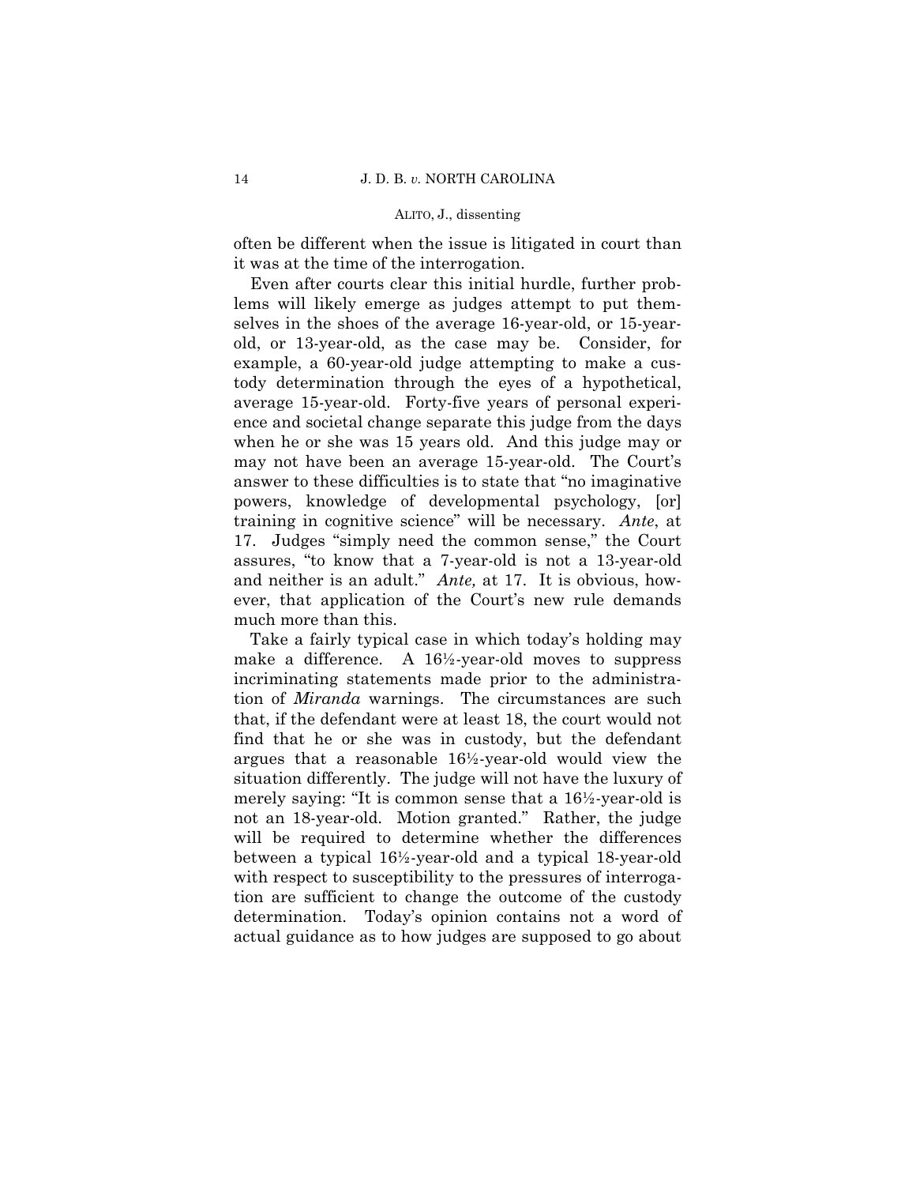often be different when the issue is litigated in court than it was at the time of the interrogation.

Even after courts clear this initial hurdle, further problems will likely emerge as judges attempt to put themselves in the shoes of the average 16-year-old, or 15-year-old, or 13-year-old, as the case may be. Consider, for example, a 60-year-old judge attempting to make a custody determination through the eyes of a hypothetical, average 15-year-old. Forty-five years of personal experience and societal change separate this judge from the days when he or she was 15 years old. And this judge may or may not have been an average 15-year-old. The Court's answer to these difficulties is to state that "no imaginative powers, knowledge of developmental psychology, [or] training in cognitive science" will be necessary. *Ante*, at 17. Judges "simply need the common sense," the Court assures, "to know that a 7-year-old is not a 13-year-old and neither is an adult." *Ante,* at 17. It is obvious, however, that application of the Court's new rule demands much more than this.

Take a fairly typical case in which today's holding may make a difference. A 16½-year-old moves to suppress incriminating statements made prior to the administration of *Miranda* warnings. The circumstances are such that, if the defendant were at least 18, the court would not find that he or she was in custody, but the defendant argues that a reasonable 16½-year-old would view the situation differently. The judge will not have the luxury of merely saying: "It is common sense that a 16½-year-old is not an 18-year-old. Motion granted." Rather, the judge will be required to determine whether the differences between a typical 16½-year-old and a typical 18-year-old with respect to susceptibility to the pressures of interrogation are sufficient to change the outcome of the custody determination. Today's opinion contains not a word of actual guidance as to how judges are supposed to go about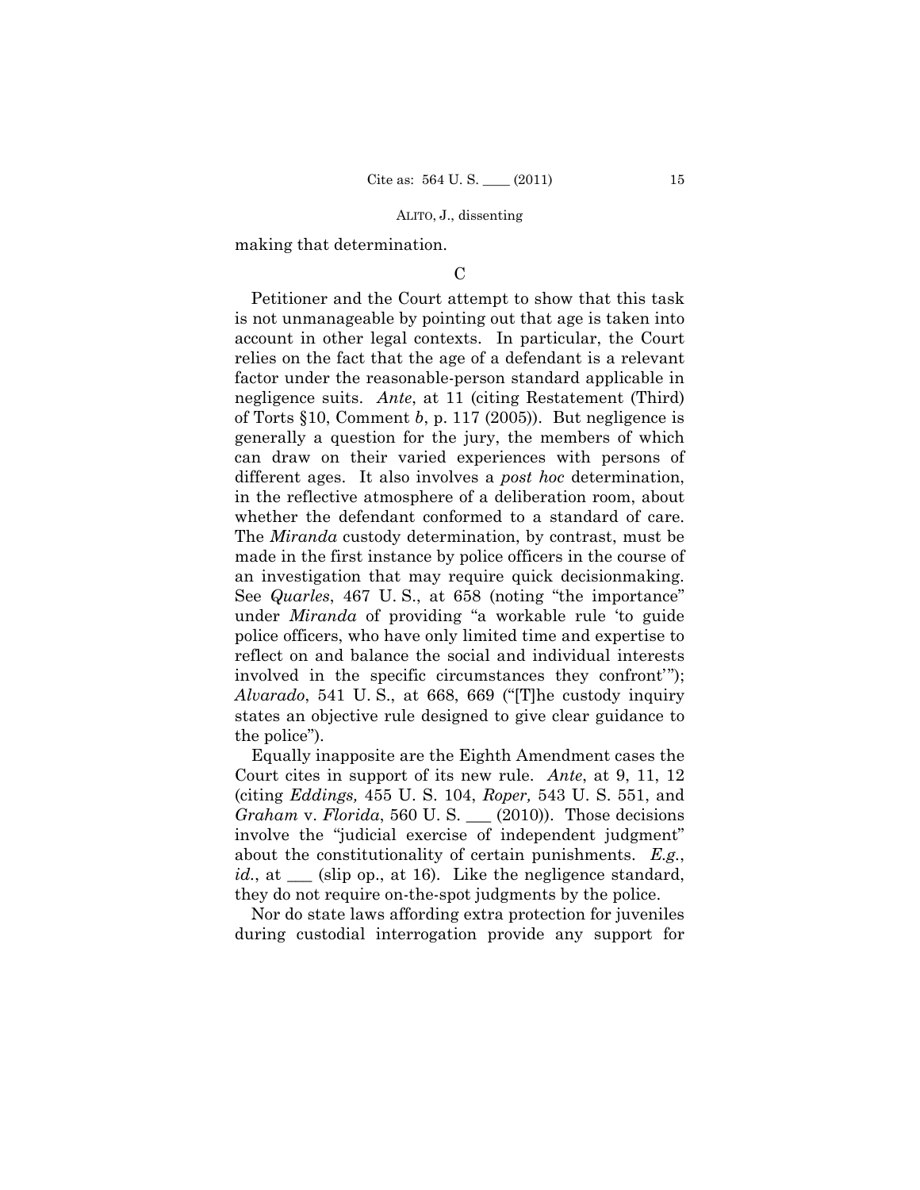making that determination.

C

Petitioner and the Court attempt to show that this task is not unmanageable by pointing out that age is taken into account in other legal contexts. In particular, the Court relies on the fact that the age of a defendant is a relevant factor under the reasonable-person standard applicable in negligence suits. *Ante*, at 11 (citing Restatement (Third) of Torts §10, Comment *b*, p. 117 (2005)). But negligence is generally a question for the jury, the members of which can draw on their varied experiences with persons of different ages. It also involves a *post hoc* determination, in the reflective atmosphere of a deliberation room, about whether the defendant conformed to a standard of care. The *Miranda* custody determination, by contrast, must be made in the first instance by police officers in the course of an investigation that may require quick decisionmaking. See *Quarles*, 467 U. S., at 658 (noting "the importance" under *Miranda* of providing "a workable rule 'to guide police officers, who have only limited time and expertise to reflect on and balance the social and individual interests involved in the specific circumstances they confront'"); *Alvarado*, 541 U. S., at 668, 669 ("[T]he custody inquiry states an objective rule designed to give clear guidance to the police").

Equally inapposite are the Eighth Amendment cases the Court cites in support of its new rule. *Ante*, at 9, 11, 12 (citing *Eddings,* 455 U. S. 104, *Roper,* 543 U. S. 551, and *Graham* v. *Florida*, 560 U. S. \_\_\_ (2010)). Those decisions involve the "judicial exercise of independent judgment" about the constitutionality of certain punishments. *E.g.*, *id.*, at \_\_\_ (slip op., at 16). Like the negligence standard, they do not require on-the-spot judgments by the police.

Nor do state laws affording extra protection for juveniles during custodial interrogation provide any support for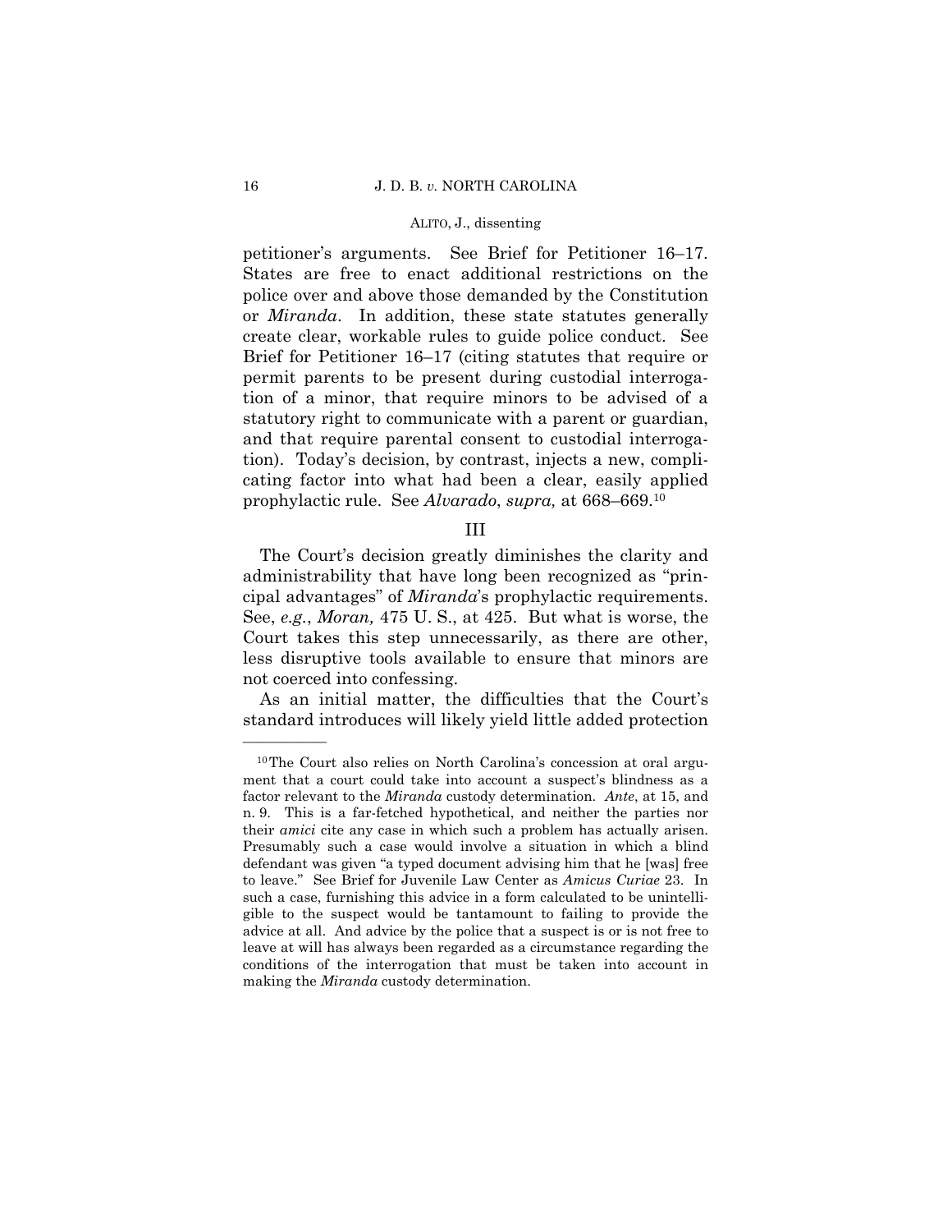petitioner's arguments. See Brief for Petitioner 16–17. States are free to enact additional restrictions on the police over and above those demanded by the Constitution or *Miranda*. In addition, these state statutes generally create clear, workable rules to guide police conduct. See Brief for Petitioner 16–17 (citing statutes that require or permit parents to be present during custodial interrogation of a minor, that require minors to be advised of a statutory right to communicate with a parent or guardian, and that require parental consent to custodial interrogation). Today's decision, by contrast, injects a new, complicating factor into what had been a clear, easily applied prophylactic rule. See *Alvarado*, *supra,* at 668–669.[10]

## III

The Court's decision greatly diminishes the clarity and administrability that have long been recognized as "principal advantages" of *Miranda*'s prophylactic requirements. See, *e.g.*, *Moran,* 475 U. S., at 425. But what is worse, the Court takes this step unnecessarily, as there are other, less disruptive tools available to ensure that minors are not coerced into confessing.

As an initial matter, the difficulties that the Court's standard introduces will likely yield little added protection

---

[10] The Court also relies on North Carolina's concession at oral argument that a court could take into account a suspect's blindness as a factor relevant to the *Miranda* custody determination. *Ante*, at 15, and n. 9. This is a far-fetched hypothetical, and neither the parties nor their *amici* cite any case in which such a problem has actually arisen. Presumably such a case would involve a situation in which a blind defendant was given "a typed document advising him that he [was] free to leave." See Brief for Juvenile Law Center as *Amicus Curiae* 23. In such a case, furnishing this advice in a form calculated to be unintelligible to the suspect would be tantamount to failing to provide the advice at all. And advice by the police that a suspect is or is not free to leave at will has always been regarded as a circumstance regarding the conditions of the interrogation that must be taken into account in making the *Miranda* custody determination.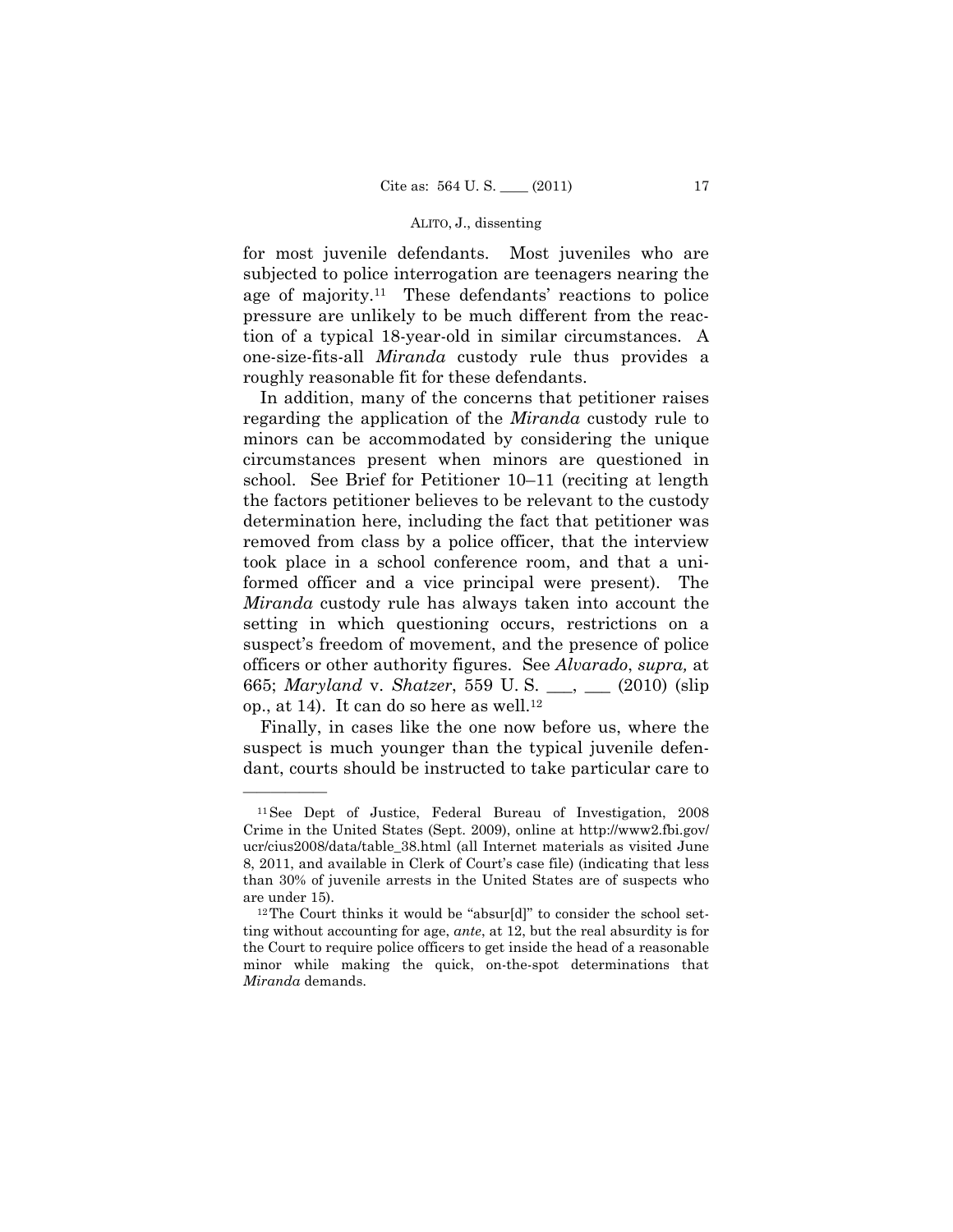for most juvenile defendants. Most juveniles who are subjected to police interrogation are teenagers nearing the age of majority.[11] These defendants' reactions to police pressure are unlikely to be much different from the reaction of a typical 18-year-old in similar circumstances. A one-size-fits-all *Miranda* custody rule thus provides a roughly reasonable fit for these defendants.

In addition, many of the concerns that petitioner raises regarding the application of the *Miranda* custody rule to minors can be accommodated by considering the unique circumstances present when minors are questioned in school. See Brief for Petitioner 10–11 (reciting at length the factors petitioner believes to be relevant to the custody determination here, including the fact that petitioner was removed from class by a police officer, that the interview took place in a school conference room, and that a uniformed officer and a vice principal were present). The *Miranda* custody rule has always taken into account the setting in which questioning occurs, restrictions on a suspect's freedom of movement, and the presence of police officers or other authority figures. See *Alvarado*, *supra,* at 665; *Maryland* v. *Shatzer*, 559 U. S. ___, ___ (2010) (slip op., at 14). It can do so here as well.[12]

Finally, in cases like the one now before us, where the suspect is much younger than the typical juvenile defendant, courts should be instructed to take particular care to

---

[11] See Dept of Justice, Federal Bureau of Investigation, 2008 Crime in the United States (Sept. 2009), online at http://www2.fbi.gov/ucr/cius2008/data/table_38.html (all Internet materials as visited June 8, 2011, and available in Clerk of Court's case file) (indicating that less than 30% of juvenile arrests in the United States are of suspects who are under 15).

[12] The Court thinks it would be "absur[d]" to consider the school setting without accounting for age, *ante*, at 12, but the real absurdity is for the Court to require police officers to get inside the head of a reasonable minor while making the quick, on-the-spot determinations that *Miranda* demands.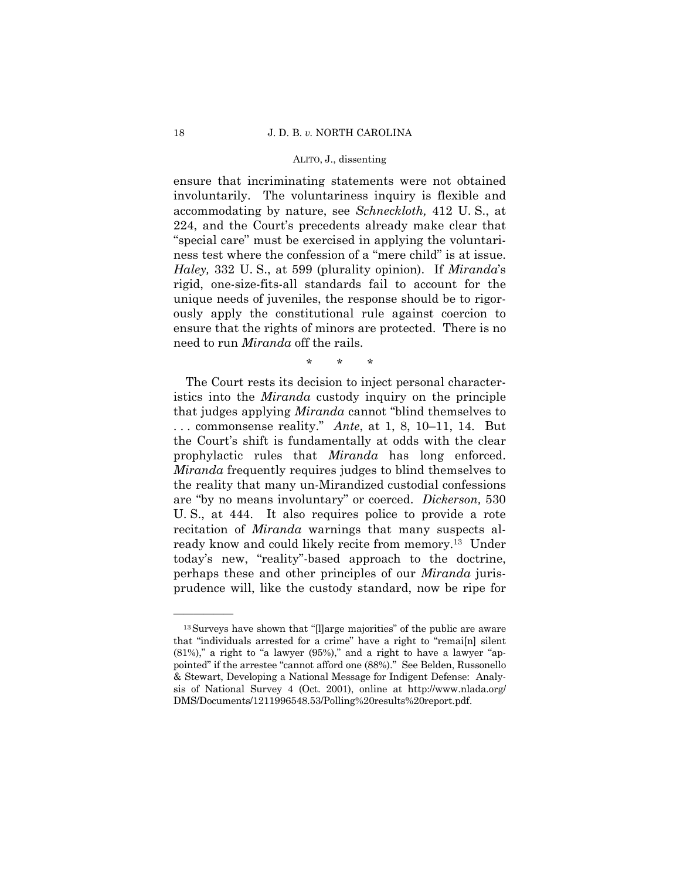ensure that incriminating statements were not obtained involuntarily. The voluntariness inquiry is flexible and accommodating by nature, see *Schneckloth,* 412 U. S., at 224, and the Court's precedents already make clear that "special care" must be exercised in applying the voluntariness test where the confession of a "mere child" is at issue. *Haley,* 332 U. S., at 599 (plurality opinion). If *Miranda*'s rigid, one-size-fits-all standards fail to account for the unique needs of juveniles, the response should be to rigorously apply the constitutional rule against coercion to ensure that the rights of minors are protected. There is no need to run *Miranda* off the rails.

\* \* \*

The Court rests its decision to inject personal characteristics into the *Miranda* custody inquiry on the principle that judges applying *Miranda* cannot "blind themselves to . . . commonsense reality." *Ante*, at 1, 8, 10–11, 14. But the Court's shift is fundamentally at odds with the clear prophylactic rules that *Miranda* has long enforced. *Miranda* frequently requires judges to blind themselves to the reality that many un-Mirandized custodial confessions are "by no means involuntary" or coerced. *Dickerson,* 530 U. S., at 444. It also requires police to provide a rote recitation of *Miranda* warnings that many suspects already know and could likely recite from memory.[13] Under today's new, "reality"-based approach to the doctrine, perhaps these and other principles of our *Miranda* jurisprudence will, like the custody standard, now be ripe for

---

[13] Surveys have shown that "[l]arge majorities" of the public are aware that "individuals arrested for a crime" have a right to "remai[n] silent (81%)," a right to "a lawyer (95%)," and a right to have a lawyer "appointed" if the arrestee "cannot afford one (88%)." See Belden, Russonello & Stewart, Developing a National Message for Indigent Defense: Analysis of National Survey 4 (Oct. 2001), online at http://www.nlada.org/DMS/Documents/1211996548.53/Polling%20results%20report.pdf.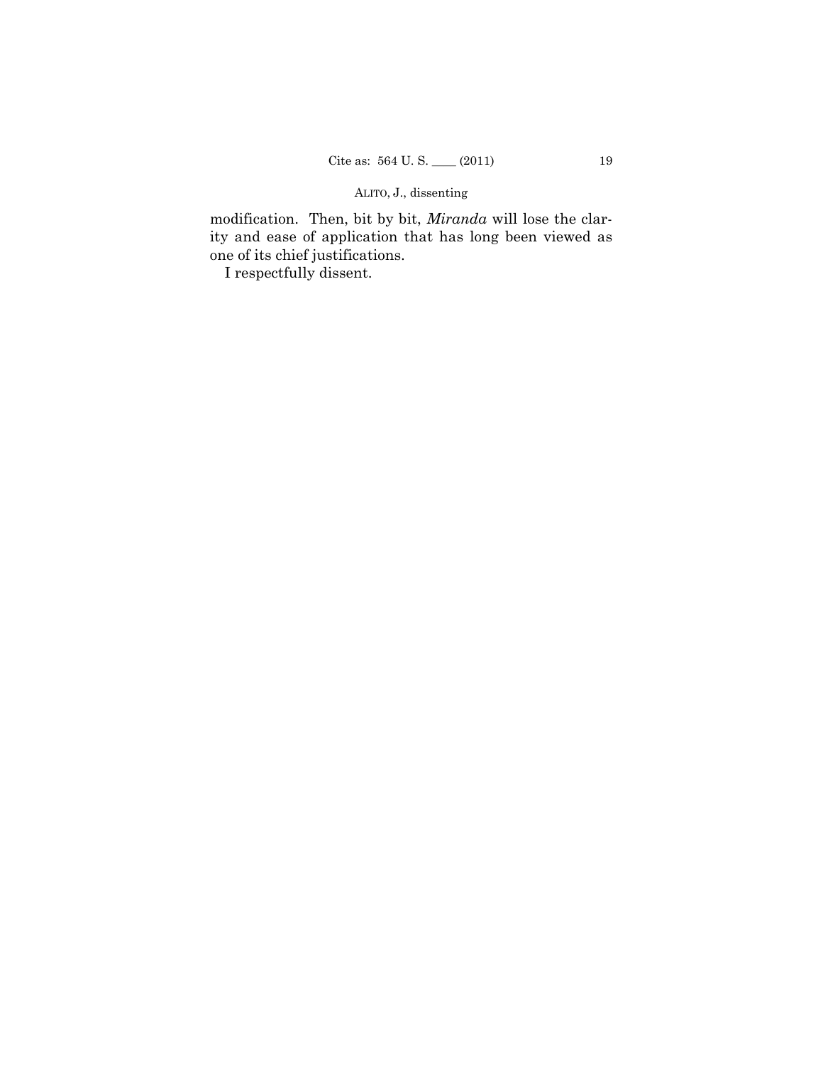modification. Then, bit by bit, *Miranda* will lose the clarity and ease of application that has long been viewed as one of its chief justifications.

I respectfully dissent.